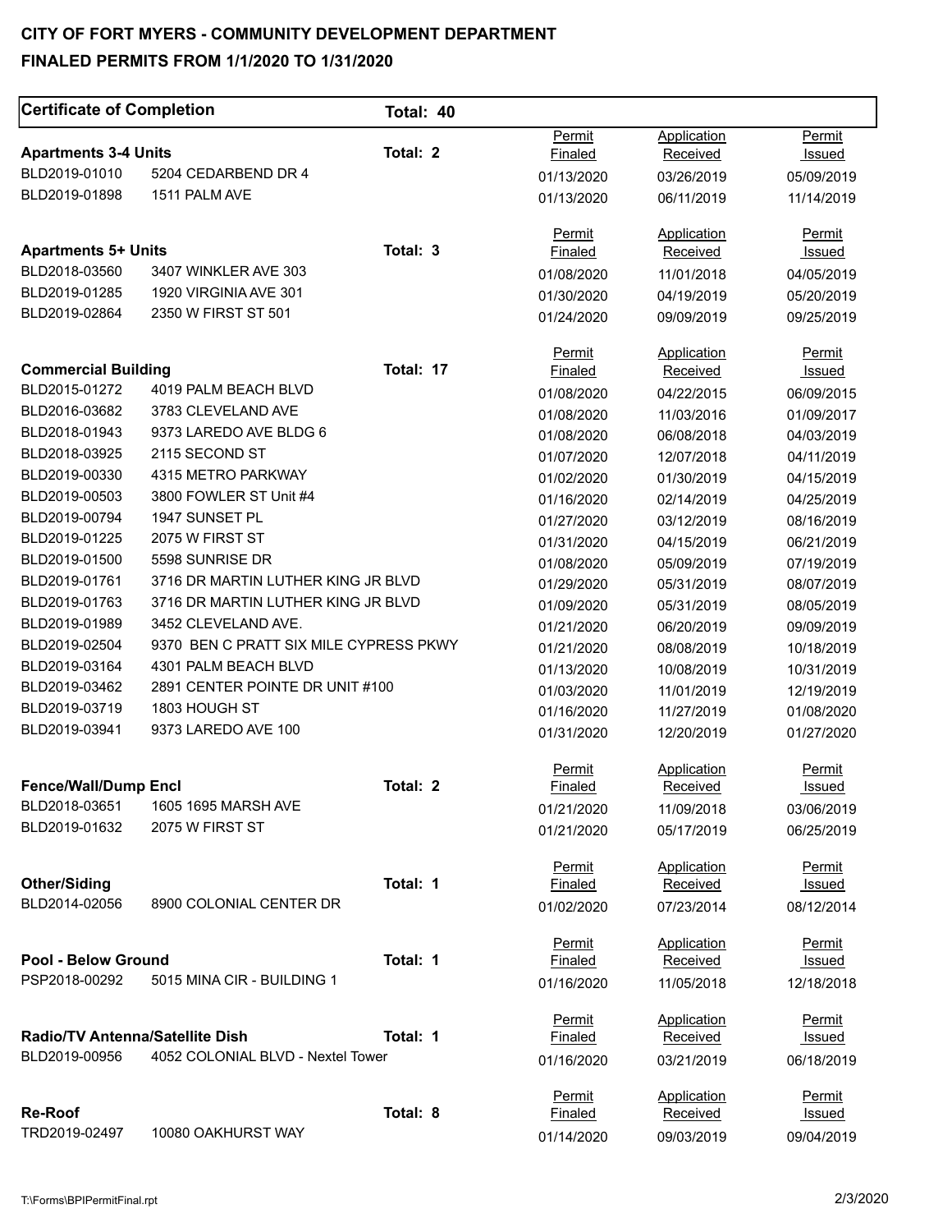# CITY OF FORT MYERS - COMMUNITY DEVELOPMENT DEPARTMENT

## FINALED PERMITS FROM 1/1/2020 TO 1/31/2020

**Certificate of Completion** Total: 40

### Apartments 3-4 Units — Total: 2

| Permit | Address | Permit Finaled | Application Received | Permit Issued |
|---|---|---|---|---|
| BLD2019-01010 | 5204 CEDARBEND DR 4 | 01/13/2020 | 03/26/2019 | 05/09/2019 |
| BLD2019-01898 | 1511 PALM AVE | 01/13/2020 | 06/11/2019 | 11/14/2019 |

### Apartments 5+ Units — Total: 3

| Permit | Address | Permit Finaled | Application Received | Permit Issued |
|---|---|---|---|---|
| BLD2018-03560 | 3407 WINKLER AVE 303 | 01/08/2020 | 11/01/2018 | 04/05/2019 |
| BLD2019-01285 | 1920 VIRGINIA AVE 301 | 01/30/2020 | 04/19/2019 | 05/20/2019 |
| BLD2019-02864 | 2350 W FIRST ST 501 | 01/24/2020 | 09/09/2019 | 09/25/2019 |

### Commercial Building — Total: 17

| Permit | Address | Permit Finaled | Application Received | Permit Issued |
|---|---|---|---|---|
| BLD2015-01272 | 4019 PALM BEACH BLVD | 01/08/2020 | 04/22/2015 | 06/09/2015 |
| BLD2016-03682 | 3783 CLEVELAND AVE | 01/08/2020 | 11/03/2016 | 01/09/2017 |
| BLD2018-01943 | 9373 LAREDO AVE BLDG 6 | 01/08/2020 | 06/08/2018 | 04/03/2019 |
| BLD2018-03925 | 2115 SECOND ST | 01/07/2020 | 12/07/2018 | 04/11/2019 |
| BLD2019-00330 | 4315 METRO PARKWAY | 01/02/2020 | 01/30/2019 | 04/15/2019 |
| BLD2019-00503 | 3800 FOWLER ST Unit #4 | 01/16/2020 | 02/14/2019 | 04/25/2019 |
| BLD2019-00794 | 1947 SUNSET PL | 01/27/2020 | 03/12/2019 | 08/16/2019 |
| BLD2019-01225 | 2075 W FIRST ST | 01/31/2020 | 04/15/2019 | 06/21/2019 |
| BLD2019-01500 | 5598 SUNRISE DR | 01/08/2020 | 05/09/2019 | 07/19/2019 |
| BLD2019-01761 | 3716 DR MARTIN LUTHER KING JR BLVD | 01/29/2020 | 05/31/2019 | 08/07/2019 |
| BLD2019-01763 | 3716 DR MARTIN LUTHER KING JR BLVD | 01/09/2020 | 05/31/2019 | 08/05/2019 |
| BLD2019-01989 | 3452 CLEVELAND AVE. | 01/21/2020 | 06/20/2019 | 09/09/2019 |
| BLD2019-02504 | 9370 BEN C PRATT SIX MILE CYPRESS PKWY | 01/21/2020 | 08/08/2019 | 10/18/2019 |
| BLD2019-03164 | 4301 PALM BEACH BLVD | 01/13/2020 | 10/08/2019 | 10/31/2019 |
| BLD2019-03462 | 2891 CENTER POINTE DR UNIT #100 | 01/03/2020 | 11/01/2019 | 12/19/2019 |
| BLD2019-03719 | 1803 HOUGH ST | 01/16/2020 | 11/27/2019 | 01/08/2020 |
| BLD2019-03941 | 9373 LAREDO AVE 100 | 01/31/2020 | 12/20/2019 | 01/27/2020 |

### Fence/Wall/Dump Encl — Total: 2

| Permit | Address | Permit Finaled | Application Received | Permit Issued |
|---|---|---|---|---|
| BLD2018-03651 | 1605 1695 MARSH AVE | 01/21/2020 | 11/09/2018 | 03/06/2019 |
| BLD2019-01632 | 2075 W FIRST ST | 01/21/2020 | 05/17/2019 | 06/25/2019 |

### Other/Siding — Total: 1

| Permit | Address | Permit Finaled | Application Received | Permit Issued |
|---|---|---|---|---|
| BLD2014-02056 | 8900 COLONIAL CENTER DR | 01/02/2020 | 07/23/2014 | 08/12/2014 |

### Pool - Below Ground — Total: 1

| Permit | Address | Permit Finaled | Application Received | Permit Issued |
|---|---|---|---|---|
| PSP2018-00292 | 5015 MINA CIR - BUILDING 1 | 01/16/2020 | 11/05/2018 | 12/18/2018 |

### Radio/TV Antenna/Satellite Dish — Total: 1

| Permit | Address | Permit Finaled | Application Received | Permit Issued |
|---|---|---|---|---|
| BLD2019-00956 | 4052 COLONIAL BLVD - Nextel Tower | 01/16/2020 | 03/21/2019 | 06/18/2019 |

### Re-Roof — Total: 8

| Permit | Address | Permit Finaled | Application Received | Permit Issued |
|---|---|---|---|---|
| TRD2019-02497 | 10080 OAKHURST WAY | 01/14/2020 | 09/03/2019 | 09/04/2019 |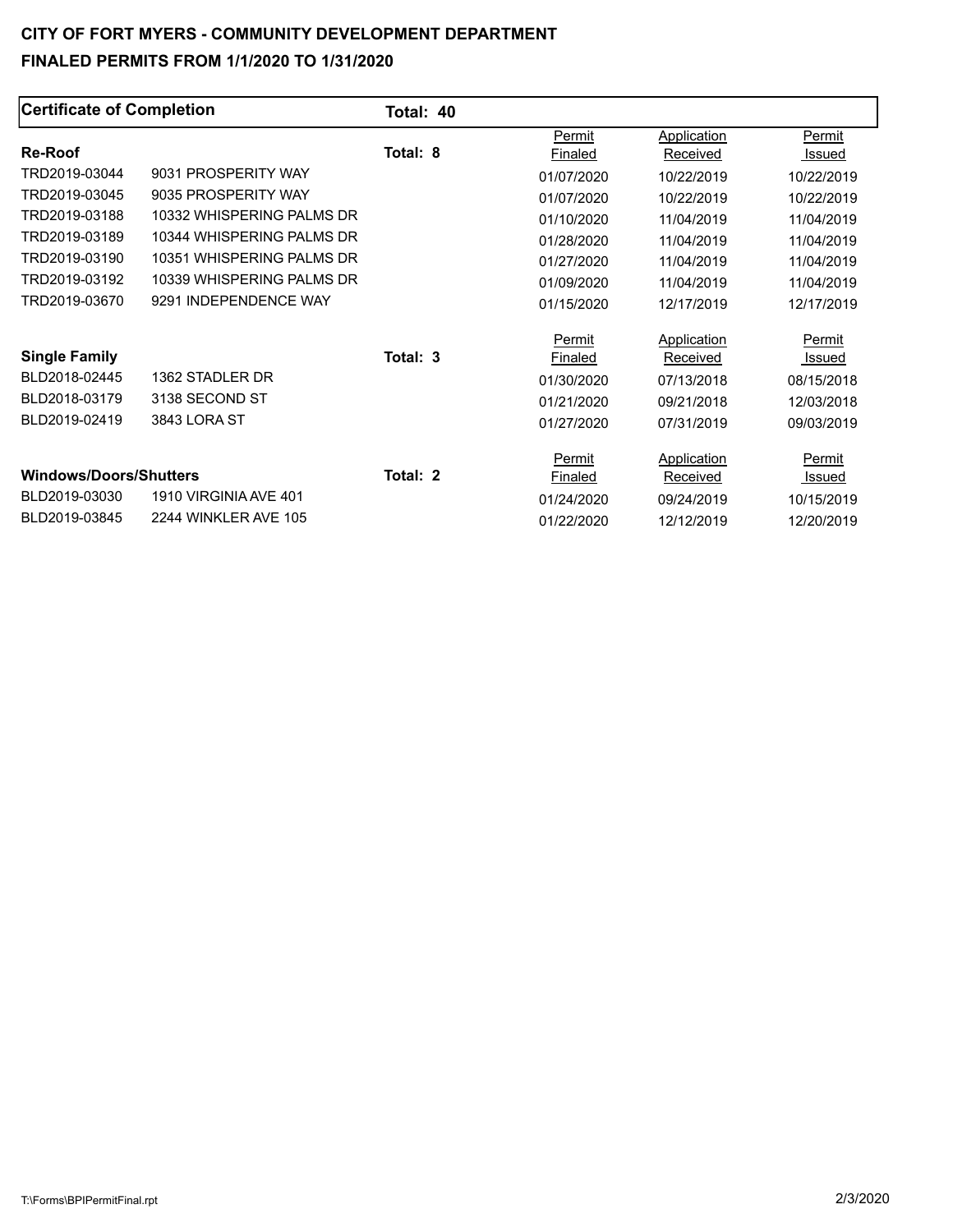# CITY OF FORT MYERS - COMMUNITY DEVELOPMENT DEPARTMENT

## FINALED PERMITS FROM 1/1/2020 TO 1/31/2020

**Certificate of Completion** — **Total: 40**

### Re-Roof — Total: 8

| Permit | Address | Permit Finaled | Application Received | Permit Issued |
|---|---|---|---|---|
| TRD2019-03044 | 9031 PROSPERITY WAY | 01/07/2020 | 10/22/2019 | 10/22/2019 |
| TRD2019-03045 | 9035 PROSPERITY WAY | 01/07/2020 | 10/22/2019 | 10/22/2019 |
| TRD2019-03188 | 10332 WHISPERING PALMS DR | 01/10/2020 | 11/04/2019 | 11/04/2019 |
| TRD2019-03189 | 10344 WHISPERING PALMS DR | 01/28/2020 | 11/04/2019 | 11/04/2019 |
| TRD2019-03190 | 10351 WHISPERING PALMS DR | 01/27/2020 | 11/04/2019 | 11/04/2019 |
| TRD2019-03192 | 10339 WHISPERING PALMS DR | 01/09/2020 | 11/04/2019 | 11/04/2019 |
| TRD2019-03670 | 9291 INDEPENDENCE WAY | 01/15/2020 | 12/17/2019 | 12/17/2019 |

### Single Family — Total: 3

| Permit | Address | Permit Finaled | Application Received | Permit Issued |
|---|---|---|---|---|
| BLD2018-02445 | 1362 STADLER DR | 01/30/2020 | 07/13/2018 | 08/15/2018 |
| BLD2018-03179 | 3138 SECOND ST | 01/21/2020 | 09/21/2018 | 12/03/2018 |
| BLD2019-02419 | 3843 LORA ST | 01/27/2020 | 07/31/2019 | 09/03/2019 |

### Windows/Doors/Shutters — Total: 2

| Permit | Address | Permit Finaled | Application Received | Permit Issued |
|---|---|---|---|---|
| BLD2019-03030 | 1910 VIRGINIA AVE 401 | 01/24/2020 | 09/24/2019 | 10/15/2019 |
| BLD2019-03845 | 2244 WINKLER AVE 105 | 01/22/2020 | 12/12/2019 | 12/20/2019 |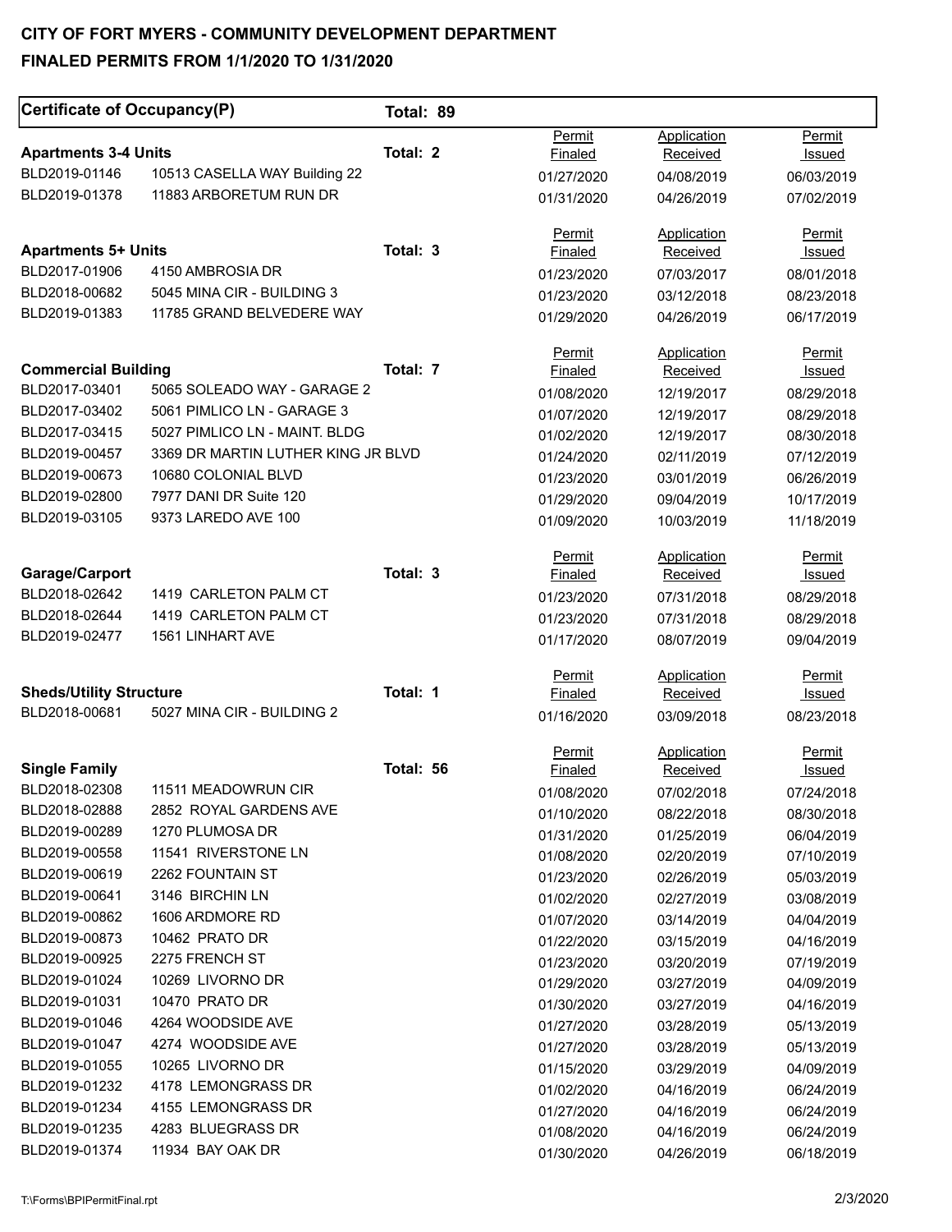# CITY OF FORT MYERS - COMMUNITY DEVELOPMENT DEPARTMENT

## FINALED PERMITS FROM 1/1/2020 TO 1/31/2020

### Certificate of Occupancy(P) — Total: 89

**Apartments 3-4 Units** — Total: 2

| Permit | Address | Permit Finaled | Application Received | Permit Issued |
|---|---|---|---|---|
| BLD2019-01146 | 10513 CASELLA WAY Building 22 | 01/27/2020 | 04/08/2019 | 06/03/2019 |
| BLD2019-01378 | 11883 ARBORETUM RUN DR | 01/31/2020 | 04/26/2019 | 07/02/2019 |

**Apartments 5+ Units** — Total: 3

| Permit | Address | Permit Finaled | Application Received | Permit Issued |
|---|---|---|---|---|
| BLD2017-01906 | 4150 AMBROSIA DR | 01/23/2020 | 07/03/2017 | 08/01/2018 |
| BLD2018-00682 | 5045 MINA CIR - BUILDING 3 | 01/23/2020 | 03/12/2018 | 08/23/2018 |
| BLD2019-01383 | 11785 GRAND BELVEDERE WAY | 01/29/2020 | 04/26/2019 | 06/17/2019 |

**Commercial Building** — Total: 7

| Permit | Address | Permit Finaled | Application Received | Permit Issued |
|---|---|---|---|---|
| BLD2017-03401 | 5065 SOLEADO WAY - GARAGE 2 | 01/08/2020 | 12/19/2017 | 08/29/2018 |
| BLD2017-03402 | 5061 PIMLICO LN - GARAGE 3 | 01/07/2020 | 12/19/2017 | 08/29/2018 |
| BLD2017-03415 | 5027 PIMLICO LN - MAINT. BLDG | 01/02/2020 | 12/19/2017 | 08/30/2018 |
| BLD2019-00457 | 3369 DR MARTIN LUTHER KING JR BLVD | 01/24/2020 | 02/11/2019 | 07/12/2019 |
| BLD2019-00673 | 10680 COLONIAL BLVD | 01/23/2020 | 03/01/2019 | 06/26/2019 |
| BLD2019-02800 | 7977 DANI DR Suite 120 | 01/29/2020 | 09/04/2019 | 10/17/2019 |
| BLD2019-03105 | 9373 LAREDO AVE 100 | 01/09/2020 | 10/03/2019 | 11/18/2019 |

**Garage/Carport** — Total: 3

| Permit | Address | Permit Finaled | Application Received | Permit Issued |
|---|---|---|---|---|
| BLD2018-02642 | 1419 CARLETON PALM CT | 01/23/2020 | 07/31/2018 | 08/29/2018 |
| BLD2018-02644 | 1419 CARLETON PALM CT | 01/23/2020 | 07/31/2018 | 08/29/2018 |
| BLD2019-02477 | 1561 LINHART AVE | 01/17/2020 | 08/07/2019 | 09/04/2019 |

**Sheds/Utility Structure** — Total: 1

| Permit | Address | Permit Finaled | Application Received | Permit Issued |
|---|---|---|---|---|
| BLD2018-00681 | 5027 MINA CIR - BUILDING 2 | 01/16/2020 | 03/09/2018 | 08/23/2018 |

**Single Family** — Total: 56

| Permit | Address | Permit Finaled | Application Received | Permit Issued |
|---|---|---|---|---|
| BLD2018-02308 | 11511 MEADOWRUN CIR | 01/08/2020 | 07/02/2018 | 07/24/2018 |
| BLD2018-02888 | 2852 ROYAL GARDENS AVE | 01/10/2020 | 08/22/2018 | 08/30/2018 |
| BLD2019-00289 | 1270 PLUMOSA DR | 01/31/2020 | 01/25/2019 | 06/04/2019 |
| BLD2019-00558 | 11541 RIVERSTONE LN | 01/08/2020 | 02/20/2019 | 07/10/2019 |
| BLD2019-00619 | 2262 FOUNTAIN ST | 01/23/2020 | 02/26/2019 | 05/03/2019 |
| BLD2019-00641 | 3146 BIRCHIN LN | 01/02/2020 | 02/27/2019 | 03/08/2019 |
| BLD2019-00862 | 1606 ARDMORE RD | 01/07/2020 | 03/14/2019 | 04/04/2019 |
| BLD2019-00873 | 10462 PRATO DR | 01/22/2020 | 03/15/2019 | 04/16/2019 |
| BLD2019-00925 | 2275 FRENCH ST | 01/23/2020 | 03/20/2019 | 07/19/2019 |
| BLD2019-01024 | 10269 LIVORNO DR | 01/29/2020 | 03/27/2019 | 04/09/2019 |
| BLD2019-01031 | 10470 PRATO DR | 01/30/2020 | 03/27/2019 | 04/16/2019 |
| BLD2019-01046 | 4264 WOODSIDE AVE | 01/27/2020 | 03/28/2019 | 05/13/2019 |
| BLD2019-01047 | 4274 WOODSIDE AVE | 01/27/2020 | 03/28/2019 | 05/13/2019 |
| BLD2019-01055 | 10265 LIVORNO DR | 01/15/2020 | 03/29/2019 | 04/09/2019 |
| BLD2019-01232 | 4178 LEMONGRASS DR | 01/02/2020 | 04/16/2019 | 06/24/2019 |
| BLD2019-01234 | 4155 LEMONGRASS DR | 01/27/2020 | 04/16/2019 | 06/24/2019 |
| BLD2019-01235 | 4283 BLUEGRASS DR | 01/08/2020 | 04/16/2019 | 06/24/2019 |
| BLD2019-01374 | 11934 BAY OAK DR | 01/30/2020 | 04/26/2019 | 06/18/2019 |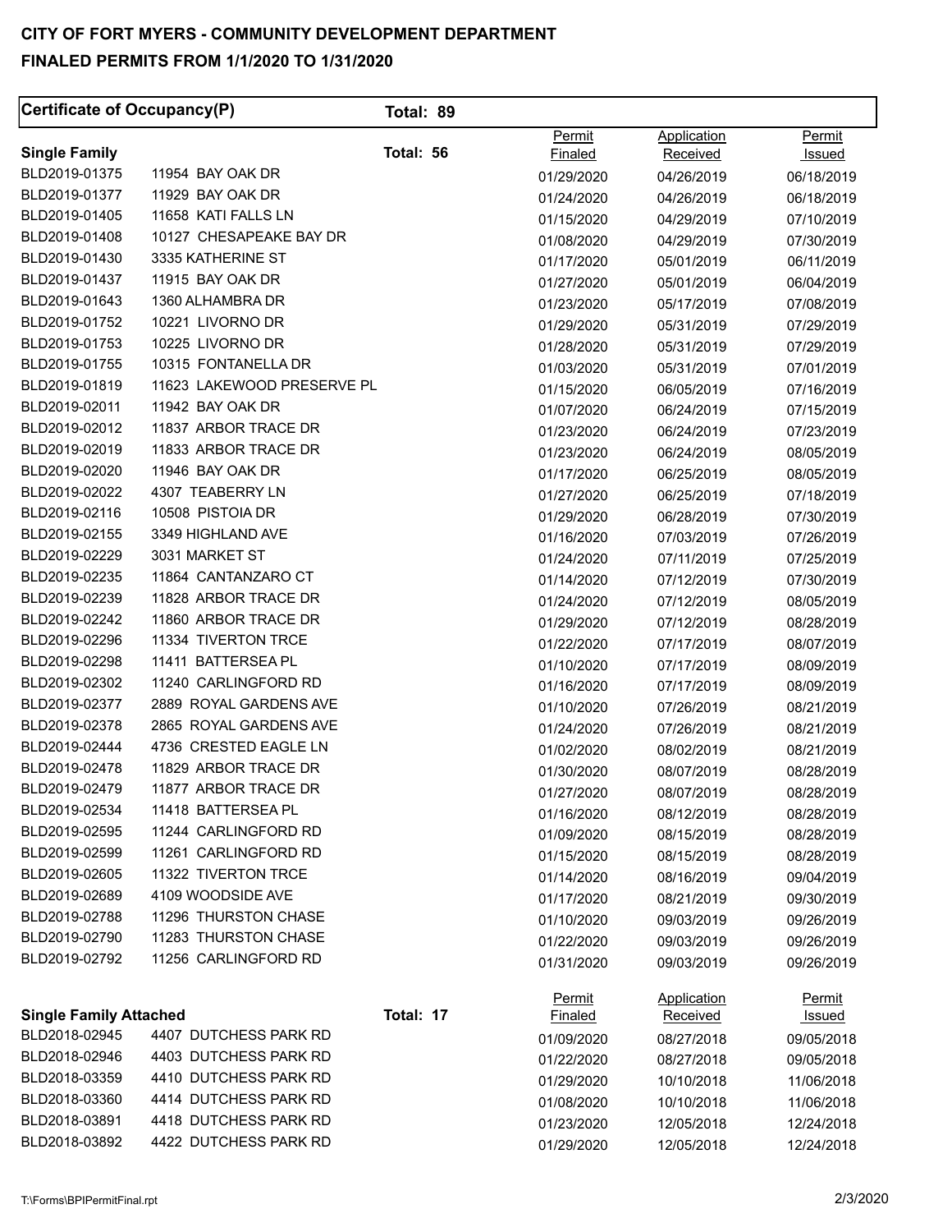# CITY OF FORT MYERS - COMMUNITY DEVELOPMENT DEPARTMENT

## FINALED PERMITS FROM 1/1/2020 TO 1/31/2020

**Certificate of Occupancy(P)** **Total: 89**

**Single Family** **Total: 56**

| Permit | Address | Permit Finaled | Application Received | Permit Issued |
|---|---|---|---|---|
| BLD2019-01375 | 11954 BAY OAK DR | 01/29/2020 | 04/26/2019 | 06/18/2019 |
| BLD2019-01377 | 11929 BAY OAK DR | 01/24/2020 | 04/26/2019 | 06/18/2019 |
| BLD2019-01405 | 11658 KATI FALLS LN | 01/15/2020 | 04/29/2019 | 07/10/2019 |
| BLD2019-01408 | 10127 CHESAPEAKE BAY DR | 01/08/2020 | 04/29/2019 | 07/30/2019 |
| BLD2019-01430 | 3335 KATHERINE ST | 01/17/2020 | 05/01/2019 | 06/11/2019 |
| BLD2019-01437 | 11915 BAY OAK DR | 01/27/2020 | 05/01/2019 | 06/04/2019 |
| BLD2019-01643 | 1360 ALHAMBRA DR | 01/23/2020 | 05/17/2019 | 07/08/2019 |
| BLD2019-01752 | 10221 LIVORNO DR | 01/29/2020 | 05/31/2019 | 07/29/2019 |
| BLD2019-01753 | 10225 LIVORNO DR | 01/28/2020 | 05/31/2019 | 07/29/2019 |
| BLD2019-01755 | 10315 FONTANELLA DR | 01/03/2020 | 05/31/2019 | 07/01/2019 |
| BLD2019-01819 | 11623 LAKEWOOD PRESERVE PL | 01/15/2020 | 06/05/2019 | 07/16/2019 |
| BLD2019-02011 | 11942 BAY OAK DR | 01/07/2020 | 06/24/2019 | 07/15/2019 |
| BLD2019-02012 | 11837 ARBOR TRACE DR | 01/23/2020 | 06/24/2019 | 07/23/2019 |
| BLD2019-02019 | 11833 ARBOR TRACE DR | 01/23/2020 | 06/24/2019 | 08/05/2019 |
| BLD2019-02020 | 11946 BAY OAK DR | 01/17/2020 | 06/25/2019 | 08/05/2019 |
| BLD2019-02022 | 4307 TEABERRY LN | 01/27/2020 | 06/25/2019 | 07/18/2019 |
| BLD2019-02116 | 10508 PISTOIA DR | 01/29/2020 | 06/28/2019 | 07/30/2019 |
| BLD2019-02155 | 3349 HIGHLAND AVE | 01/16/2020 | 07/03/2019 | 07/26/2019 |
| BLD2019-02229 | 3031 MARKET ST | 01/24/2020 | 07/11/2019 | 07/25/2019 |
| BLD2019-02235 | 11864 CANTANZARO CT | 01/14/2020 | 07/12/2019 | 07/30/2019 |
| BLD2019-02239 | 11828 ARBOR TRACE DR | 01/24/2020 | 07/12/2019 | 08/05/2019 |
| BLD2019-02242 | 11860 ARBOR TRACE DR | 01/29/2020 | 07/12/2019 | 08/28/2019 |
| BLD2019-02296 | 11334 TIVERTON TRCE | 01/22/2020 | 07/17/2019 | 08/07/2019 |
| BLD2019-02298 | 11411 BATTERSEA PL | 01/10/2020 | 07/17/2019 | 08/09/2019 |
| BLD2019-02302 | 11240 CARLINGFORD RD | 01/16/2020 | 07/17/2019 | 08/09/2019 |
| BLD2019-02377 | 2889 ROYAL GARDENS AVE | 01/10/2020 | 07/26/2019 | 08/21/2019 |
| BLD2019-02378 | 2865 ROYAL GARDENS AVE | 01/24/2020 | 07/26/2019 | 08/21/2019 |
| BLD2019-02444 | 4736 CRESTED EAGLE LN | 01/02/2020 | 08/02/2019 | 08/21/2019 |
| BLD2019-02478 | 11829 ARBOR TRACE DR | 01/30/2020 | 08/07/2019 | 08/28/2019 |
| BLD2019-02479 | 11877 ARBOR TRACE DR | 01/27/2020 | 08/07/2019 | 08/28/2019 |
| BLD2019-02534 | 11418 BATTERSEA PL | 01/16/2020 | 08/12/2019 | 08/28/2019 |
| BLD2019-02595 | 11244 CARLINGFORD RD | 01/09/2020 | 08/15/2019 | 08/28/2019 |
| BLD2019-02599 | 11261 CARLINGFORD RD | 01/15/2020 | 08/15/2019 | 08/28/2019 |
| BLD2019-02605 | 11322 TIVERTON TRCE | 01/14/2020 | 08/16/2019 | 09/04/2019 |
| BLD2019-02689 | 4109 WOODSIDE AVE | 01/17/2020 | 08/21/2019 | 09/30/2019 |
| BLD2019-02788 | 11296 THURSTON CHASE | 01/10/2020 | 09/03/2019 | 09/26/2019 |
| BLD2019-02790 | 11283 THURSTON CHASE | 01/22/2020 | 09/03/2019 | 09/26/2019 |
| BLD2019-02792 | 11256 CARLINGFORD RD | 01/31/2020 | 09/03/2019 | 09/26/2019 |

**Single Family Attached** **Total: 17**

| Permit | Address | Permit Finaled | Application Received | Permit Issued |
|---|---|---|---|---|
| BLD2018-02945 | 4407 DUTCHESS PARK RD | 01/09/2020 | 08/27/2018 | 09/05/2018 |
| BLD2018-02946 | 4403 DUTCHESS PARK RD | 01/22/2020 | 08/27/2018 | 09/05/2018 |
| BLD2018-03359 | 4410 DUTCHESS PARK RD | 01/29/2020 | 10/10/2018 | 11/06/2018 |
| BLD2018-03360 | 4414 DUTCHESS PARK RD | 01/08/2020 | 10/10/2018 | 11/06/2018 |
| BLD2018-03891 | 4418 DUTCHESS PARK RD | 01/23/2020 | 12/05/2018 | 12/24/2018 |
| BLD2018-03892 | 4422 DUTCHESS PARK RD | 01/29/2020 | 12/05/2018 | 12/24/2018 |

T:\Forms\BPIPermitFinal.rpt 2/3/2020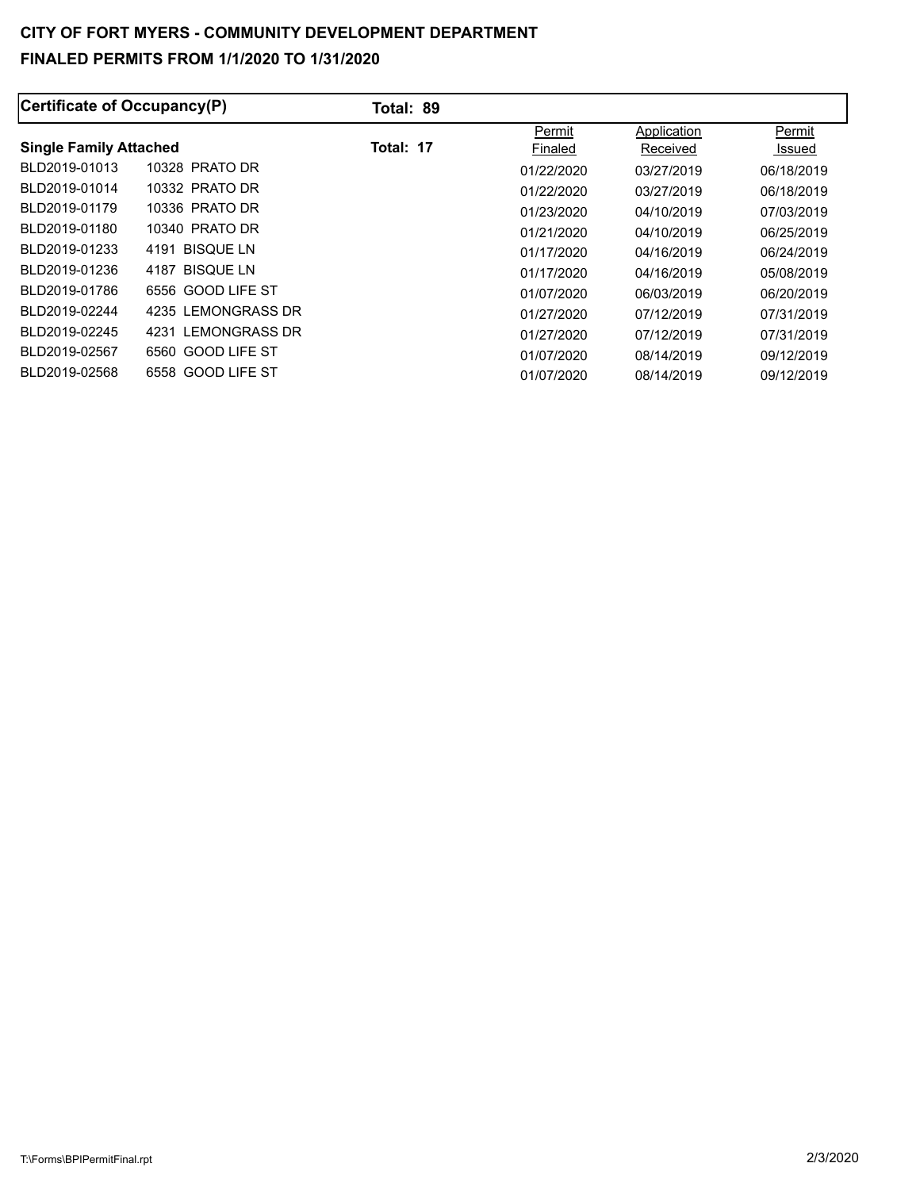# CITY OF FORT MYERS - COMMUNITY DEVELOPMENT DEPARTMENT

## FINALED PERMITS FROM 1/1/2020 TO 1/31/2020

**Certificate of Occupancy(P)** **Total: 89**

**Single Family Attached** **Total: 17**

| Permit No. | Address | Permit Finaled | Application Received | Permit Issued |
|---|---|---|---|---|
| BLD2019-01013 | 10328 PRATO DR | 01/22/2020 | 03/27/2019 | 06/18/2019 |
| BLD2019-01014 | 10332 PRATO DR | 01/22/2020 | 03/27/2019 | 06/18/2019 |
| BLD2019-01179 | 10336 PRATO DR | 01/23/2020 | 04/10/2019 | 07/03/2019 |
| BLD2019-01180 | 10340 PRATO DR | 01/21/2020 | 04/10/2019 | 06/25/2019 |
| BLD2019-01233 | 4191 BISQUE LN | 01/17/2020 | 04/16/2019 | 06/24/2019 |
| BLD2019-01236 | 4187 BISQUE LN | 01/17/2020 | 04/16/2019 | 05/08/2019 |
| BLD2019-01786 | 6556 GOOD LIFE ST | 01/07/2020 | 06/03/2019 | 06/20/2019 |
| BLD2019-02244 | 4235 LEMONGRASS DR | 01/27/2020 | 07/12/2019 | 07/31/2019 |
| BLD2019-02245 | 4231 LEMONGRASS DR | 01/27/2020 | 07/12/2019 | 07/31/2019 |
| BLD2019-02567 | 6560 GOOD LIFE ST | 01/07/2020 | 08/14/2019 | 09/12/2019 |
| BLD2019-02568 | 6558 GOOD LIFE ST | 01/07/2020 | 08/14/2019 | 09/12/2019 |

T:\Forms\BPIPermitFinal.rpt 2/3/2020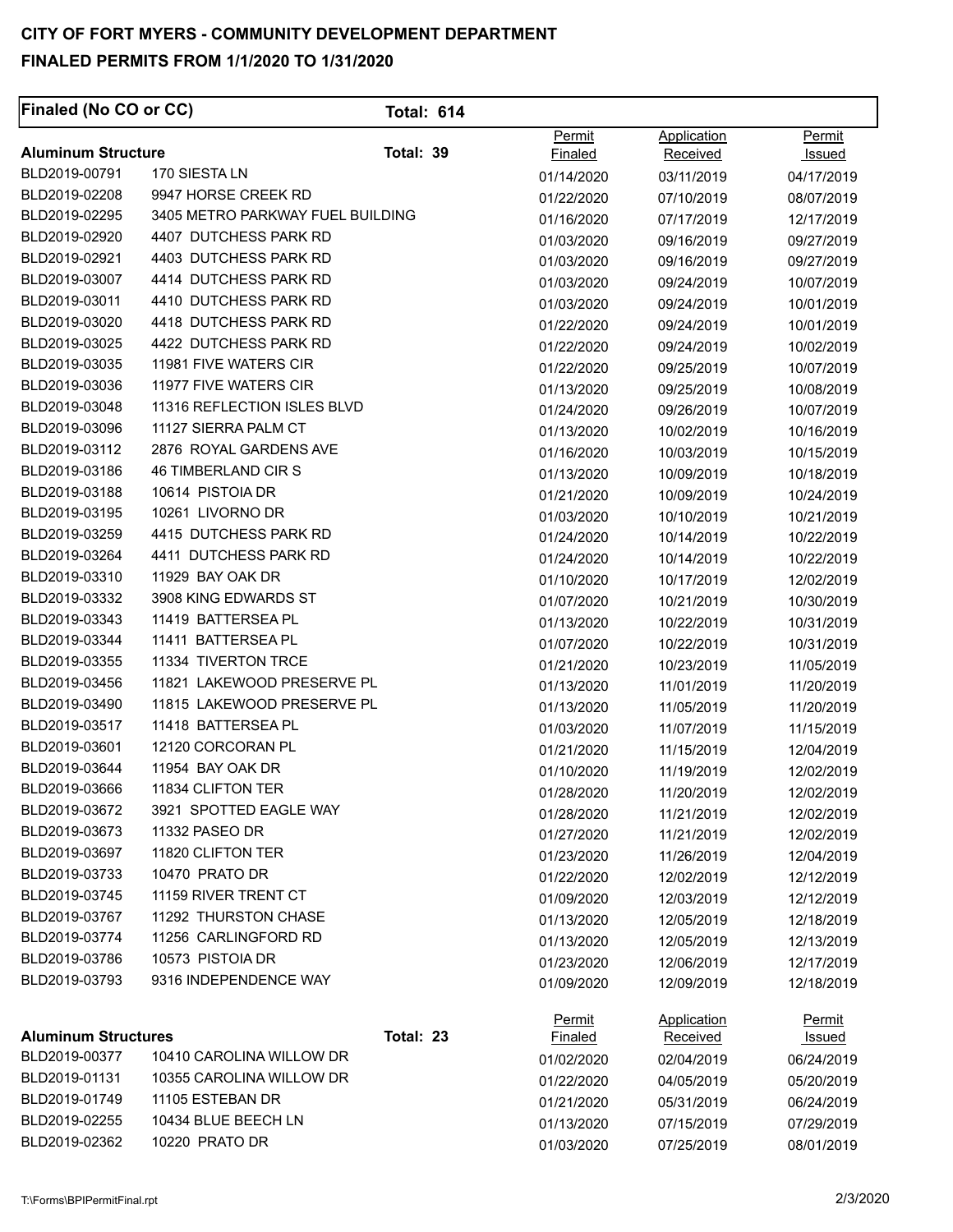# CITY OF FORT MYERS - COMMUNITY DEVELOPMENT DEPARTMENT

## FINALED PERMITS FROM 1/1/2020 TO 1/31/2020

**Finaled (No CO or CC)** **Total: 614**

### Aluminum Structure — Total: 39

| Permit | Address | Permit Finaled | Application Received | Permit Issued |
|---|---|---|---|---|
| BLD2019-00791 | 170 SIESTA LN | 01/14/2020 | 03/11/2019 | 04/17/2019 |
| BLD2019-02208 | 9947 HORSE CREEK RD | 01/22/2020 | 07/10/2019 | 08/07/2019 |
| BLD2019-02295 | 3405 METRO PARKWAY FUEL BUILDING | 01/16/2020 | 07/17/2019 | 12/17/2019 |
| BLD2019-02920 | 4407 DUTCHESS PARK RD | 01/03/2020 | 09/16/2019 | 09/27/2019 |
| BLD2019-02921 | 4403 DUTCHESS PARK RD | 01/03/2020 | 09/16/2019 | 09/27/2019 |
| BLD2019-03007 | 4414 DUTCHESS PARK RD | 01/03/2020 | 09/24/2019 | 10/07/2019 |
| BLD2019-03011 | 4410 DUTCHESS PARK RD | 01/03/2020 | 09/24/2019 | 10/01/2019 |
| BLD2019-03020 | 4418 DUTCHESS PARK RD | 01/22/2020 | 09/24/2019 | 10/01/2019 |
| BLD2019-03025 | 4422 DUTCHESS PARK RD | 01/22/2020 | 09/24/2019 | 10/02/2019 |
| BLD2019-03035 | 11981 FIVE WATERS CIR | 01/22/2020 | 09/25/2019 | 10/07/2019 |
| BLD2019-03036 | 11977 FIVE WATERS CIR | 01/13/2020 | 09/25/2019 | 10/08/2019 |
| BLD2019-03048 | 11316 REFLECTION ISLES BLVD | 01/24/2020 | 09/26/2019 | 10/07/2019 |
| BLD2019-03096 | 11127 SIERRA PALM CT | 01/13/2020 | 10/02/2019 | 10/16/2019 |
| BLD2019-03112 | 2876 ROYAL GARDENS AVE | 01/16/2020 | 10/03/2019 | 10/15/2019 |
| BLD2019-03186 | 46 TIMBERLAND CIR S | 01/13/2020 | 10/09/2019 | 10/18/2019 |
| BLD2019-03188 | 10614 PISTOIA DR | 01/21/2020 | 10/09/2019 | 10/24/2019 |
| BLD2019-03195 | 10261 LIVORNO DR | 01/03/2020 | 10/10/2019 | 10/21/2019 |
| BLD2019-03259 | 4415 DUTCHESS PARK RD | 01/24/2020 | 10/14/2019 | 10/22/2019 |
| BLD2019-03264 | 4411 DUTCHESS PARK RD | 01/24/2020 | 10/14/2019 | 10/22/2019 |
| BLD2019-03310 | 11929 BAY OAK DR | 01/10/2020 | 10/17/2019 | 12/02/2019 |
| BLD2019-03332 | 3908 KING EDWARDS ST | 01/07/2020 | 10/21/2019 | 10/30/2019 |
| BLD2019-03343 | 11419 BATTERSEA PL | 01/13/2020 | 10/22/2019 | 10/31/2019 |
| BLD2019-03344 | 11411 BATTERSEA PL | 01/07/2020 | 10/22/2019 | 10/31/2019 |
| BLD2019-03355 | 11334 TIVERTON TRCE | 01/21/2020 | 10/23/2019 | 11/05/2019 |
| BLD2019-03456 | 11821 LAKEWOOD PRESERVE PL | 01/13/2020 | 11/01/2019 | 11/20/2019 |
| BLD2019-03490 | 11815 LAKEWOOD PRESERVE PL | 01/13/2020 | 11/05/2019 | 11/20/2019 |
| BLD2019-03517 | 11418 BATTERSEA PL | 01/03/2020 | 11/07/2019 | 11/15/2019 |
| BLD2019-03601 | 12120 CORCORAN PL | 01/21/2020 | 11/15/2019 | 12/04/2019 |
| BLD2019-03644 | 11954 BAY OAK DR | 01/10/2020 | 11/19/2019 | 12/02/2019 |
| BLD2019-03666 | 11834 CLIFTON TER | 01/28/2020 | 11/20/2019 | 12/02/2019 |
| BLD2019-03672 | 3921 SPOTTED EAGLE WAY | 01/28/2020 | 11/21/2019 | 12/02/2019 |
| BLD2019-03673 | 11332 PASEO DR | 01/27/2020 | 11/21/2019 | 12/02/2019 |
| BLD2019-03697 | 11820 CLIFTON TER | 01/23/2020 | 11/26/2019 | 12/04/2019 |
| BLD2019-03733 | 10470 PRATO DR | 01/22/2020 | 12/02/2019 | 12/12/2019 |
| BLD2019-03745 | 11159 RIVER TRENT CT | 01/09/2020 | 12/03/2019 | 12/12/2019 |
| BLD2019-03767 | 11292 THURSTON CHASE | 01/13/2020 | 12/05/2019 | 12/18/2019 |
| BLD2019-03774 | 11256 CARLINGFORD RD | 01/13/2020 | 12/05/2019 | 12/13/2019 |
| BLD2019-03786 | 10573 PISTOIA DR | 01/23/2020 | 12/06/2019 | 12/17/2019 |
| BLD2019-03793 | 9316 INDEPENDENCE WAY | 01/09/2020 | 12/09/2019 | 12/18/2019 |

### Aluminum Structures — Total: 23

| Permit | Address | Permit Finaled | Application Received | Permit Issued |
|---|---|---|---|---|
| BLD2019-00377 | 10410 CAROLINA WILLOW DR | 01/02/2020 | 02/04/2019 | 06/24/2019 |
| BLD2019-01131 | 10355 CAROLINA WILLOW DR | 01/22/2020 | 04/05/2019 | 05/20/2019 |
| BLD2019-01749 | 11105 ESTEBAN DR | 01/21/2020 | 05/31/2019 | 06/24/2019 |
| BLD2019-02255 | 10434 BLUE BEECH LN | 01/13/2020 | 07/15/2019 | 07/29/2019 |
| BLD2019-02362 | 10220 PRATO DR | 01/03/2020 | 07/25/2019 | 08/01/2019 |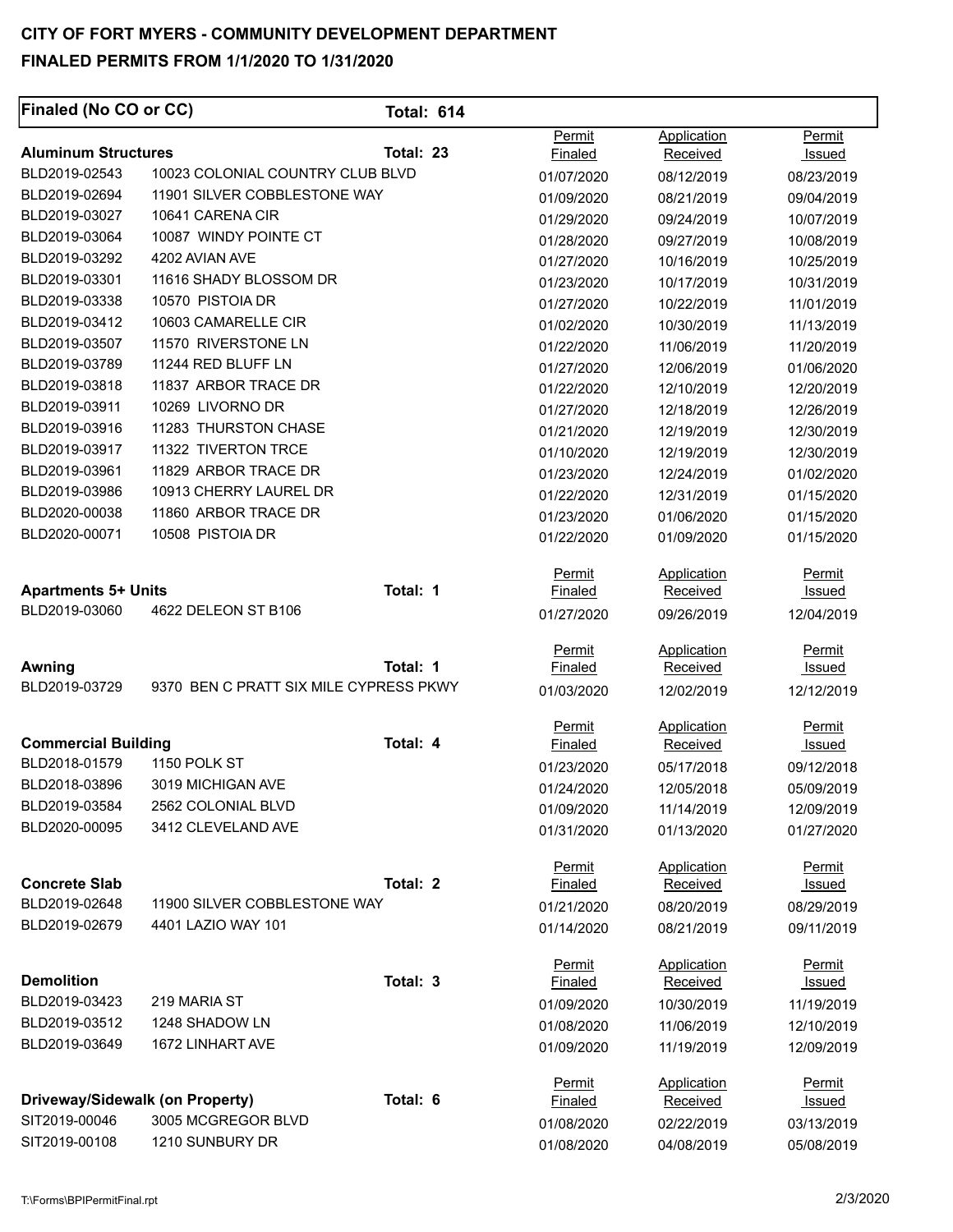# CITY OF FORT MYERS - COMMUNITY DEVELOPMENT DEPARTMENT

## FINALED PERMITS FROM 1/1/2020 TO 1/31/2020

**Finaled (No CO or CC)** **Total: 614**

### Aluminum Structures — Total: 23

| Permit | Address | Permit Finaled | Application Received | Permit Issued |
|---|---|---|---|---|
| BLD2019-02543 | 10023 COLONIAL COUNTRY CLUB BLVD | 01/07/2020 | 08/12/2019 | 08/23/2019 |
| BLD2019-02694 | 11901 SILVER COBBLESTONE WAY | 01/09/2020 | 08/21/2019 | 09/04/2019 |
| BLD2019-03027 | 10641 CARENA CIR | 01/29/2020 | 09/24/2019 | 10/07/2019 |
| BLD2019-03064 | 10087 WINDY POINTE CT | 01/28/2020 | 09/27/2019 | 10/08/2019 |
| BLD2019-03292 | 4202 AVIAN AVE | 01/27/2020 | 10/16/2019 | 10/25/2019 |
| BLD2019-03301 | 11616 SHADY BLOSSOM DR | 01/23/2020 | 10/17/2019 | 10/31/2019 |
| BLD2019-03338 | 10570 PISTOIA DR | 01/27/2020 | 10/22/2019 | 11/01/2019 |
| BLD2019-03412 | 10603 CAMARELLE CIR | 01/02/2020 | 10/30/2019 | 11/13/2019 |
| BLD2019-03507 | 11570 RIVERSTONE LN | 01/22/2020 | 11/06/2019 | 11/20/2019 |
| BLD2019-03789 | 11244 RED BLUFF LN | 01/27/2020 | 12/06/2019 | 01/06/2020 |
| BLD2019-03818 | 11837 ARBOR TRACE DR | 01/22/2020 | 12/10/2019 | 12/20/2019 |
| BLD2019-03911 | 10269 LIVORNO DR | 01/27/2020 | 12/18/2019 | 12/26/2019 |
| BLD2019-03916 | 11283 THURSTON CHASE | 01/21/2020 | 12/19/2019 | 12/30/2019 |
| BLD2019-03917 | 11322 TIVERTON TRCE | 01/10/2020 | 12/19/2019 | 12/30/2019 |
| BLD2019-03961 | 11829 ARBOR TRACE DR | 01/23/2020 | 12/24/2019 | 01/02/2020 |
| BLD2019-03986 | 10913 CHERRY LAUREL DR | 01/22/2020 | 12/31/2019 | 01/15/2020 |
| BLD2020-00038 | 11860 ARBOR TRACE DR | 01/23/2020 | 01/06/2020 | 01/15/2020 |
| BLD2020-00071 | 10508 PISTOIA DR | 01/22/2020 | 01/09/2020 | 01/15/2020 |

### Apartments 5+ Units — Total: 1

| Permit | Address | Permit Finaled | Application Received | Permit Issued |
|---|---|---|---|---|
| BLD2019-03060 | 4622 DELEON ST B106 | 01/27/2020 | 09/26/2019 | 12/04/2019 |

### Awning — Total: 1

| Permit | Address | Permit Finaled | Application Received | Permit Issued |
|---|---|---|---|---|
| BLD2019-03729 | 9370 BEN C PRATT SIX MILE CYPRESS PKWY | 01/03/2020 | 12/02/2019 | 12/12/2019 |

### Commercial Building — Total: 4

| Permit | Address | Permit Finaled | Application Received | Permit Issued |
|---|---|---|---|---|
| BLD2018-01579 | 1150 POLK ST | 01/23/2020 | 05/17/2018 | 09/12/2018 |
| BLD2018-03896 | 3019 MICHIGAN AVE | 01/24/2020 | 12/05/2018 | 05/09/2019 |
| BLD2019-03584 | 2562 COLONIAL BLVD | 01/09/2020 | 11/14/2019 | 12/09/2019 |
| BLD2020-00095 | 3412 CLEVELAND AVE | 01/31/2020 | 01/13/2020 | 01/27/2020 |

### Concrete Slab — Total: 2

| Permit | Address | Permit Finaled | Application Received | Permit Issued |
|---|---|---|---|---|
| BLD2019-02648 | 11900 SILVER COBBLESTONE WAY | 01/21/2020 | 08/20/2019 | 08/29/2019 |
| BLD2019-02679 | 4401 LAZIO WAY 101 | 01/14/2020 | 08/21/2019 | 09/11/2019 |

### Demolition — Total: 3

| Permit | Address | Permit Finaled | Application Received | Permit Issued |
|---|---|---|---|---|
| BLD2019-03423 | 219 MARIA ST | 01/09/2020 | 10/30/2019 | 11/19/2019 |
| BLD2019-03512 | 1248 SHADOW LN | 01/08/2020 | 11/06/2019 | 12/10/2019 |
| BLD2019-03649 | 1672 LINHART AVE | 01/09/2020 | 11/19/2019 | 12/09/2019 |

### Driveway/Sidewalk (on Property) — Total: 6

| Permit | Address | Permit Finaled | Application Received | Permit Issued |
|---|---|---|---|---|
| SIT2019-00046 | 3005 MCGREGOR BLVD | 01/08/2020 | 02/22/2019 | 03/13/2019 |
| SIT2019-00108 | 1210 SUNBURY DR | 01/08/2020 | 04/08/2019 | 05/08/2019 |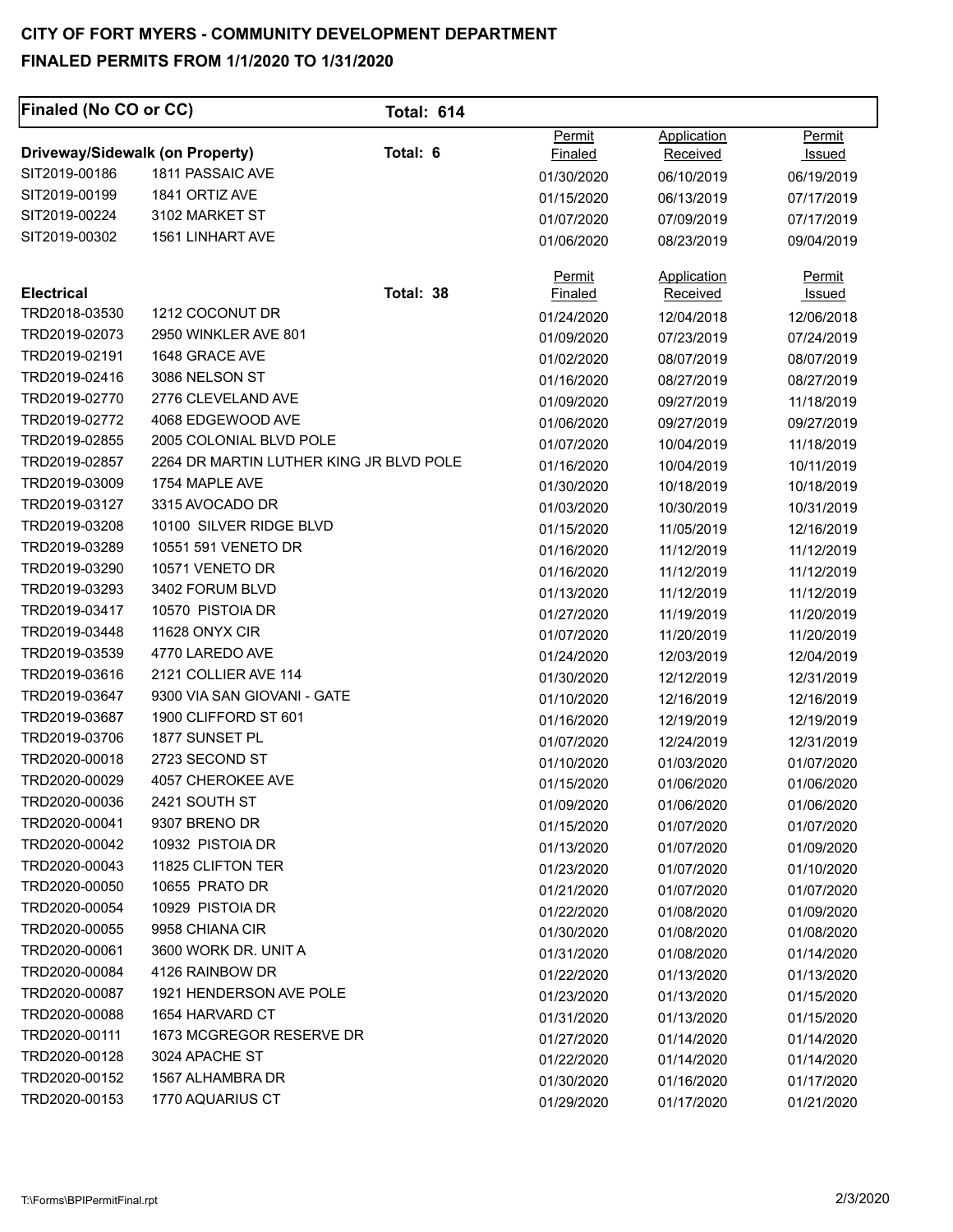# CITY OF FORT MYERS - COMMUNITY DEVELOPMENT DEPARTMENT

## FINALED PERMITS FROM 1/1/2020 TO 1/31/2020

**Finaled (No CO or CC)** **Total: 614**

### Driveway/Sidewalk (on Property) Total: 6

| Permit | Address | Permit Finaled | Application Received | Permit Issued |
|---|---|---|---|---|
| SIT2019-00186 | 1811 PASSAIC AVE | 01/30/2020 | 06/10/2019 | 06/19/2019 |
| SIT2019-00199 | 1841 ORTIZ AVE | 01/15/2020 | 06/13/2019 | 07/17/2019 |
| SIT2019-00224 | 3102 MARKET ST | 01/07/2020 | 07/09/2019 | 07/17/2019 |
| SIT2019-00302 | 1561 LINHART AVE | 01/06/2020 | 08/23/2019 | 09/04/2019 |

### Electrical Total: 38

| Permit | Address | Permit Finaled | Application Received | Permit Issued |
|---|---|---|---|---|
| TRD2018-03530 | 1212 COCONUT DR | 01/24/2020 | 12/04/2018 | 12/06/2018 |
| TRD2019-02073 | 2950 WINKLER AVE 801 | 01/09/2020 | 07/23/2019 | 07/24/2019 |
| TRD2019-02191 | 1648 GRACE AVE | 01/02/2020 | 08/07/2019 | 08/07/2019 |
| TRD2019-02416 | 3086 NELSON ST | 01/16/2020 | 08/27/2019 | 08/27/2019 |
| TRD2019-02770 | 2776 CLEVELAND AVE | 01/09/2020 | 09/27/2019 | 11/18/2019 |
| TRD2019-02772 | 4068 EDGEWOOD AVE | 01/06/2020 | 09/27/2019 | 09/27/2019 |
| TRD2019-02855 | 2005 COLONIAL BLVD POLE | 01/07/2020 | 10/04/2019 | 11/18/2019 |
| TRD2019-02857 | 2264 DR MARTIN LUTHER KING JR BLVD POLE | 01/16/2020 | 10/04/2019 | 10/11/2019 |
| TRD2019-03009 | 1754 MAPLE AVE | 01/30/2020 | 10/18/2019 | 10/18/2019 |
| TRD2019-03127 | 3315 AVOCADO DR | 01/03/2020 | 10/30/2019 | 10/31/2019 |
| TRD2019-03208 | 10100 SILVER RIDGE BLVD | 01/15/2020 | 11/05/2019 | 12/16/2019 |
| TRD2019-03289 | 10551 591 VENETO DR | 01/16/2020 | 11/12/2019 | 11/12/2019 |
| TRD2019-03290 | 10571 VENETO DR | 01/16/2020 | 11/12/2019 | 11/12/2019 |
| TRD2019-03293 | 3402 FORUM BLVD | 01/13/2020 | 11/12/2019 | 11/12/2019 |
| TRD2019-03417 | 10570 PISTOIA DR | 01/27/2020 | 11/19/2019 | 11/20/2019 |
| TRD2019-03448 | 11628 ONYX CIR | 01/07/2020 | 11/20/2019 | 11/20/2019 |
| TRD2019-03539 | 4770 LAREDO AVE | 01/24/2020 | 12/03/2019 | 12/04/2019 |
| TRD2019-03616 | 2121 COLLIER AVE 114 | 01/30/2020 | 12/12/2019 | 12/31/2019 |
| TRD2019-03647 | 9300 VIA SAN GIOVANI - GATE | 01/10/2020 | 12/16/2019 | 12/16/2019 |
| TRD2019-03687 | 1900 CLIFFORD ST 601 | 01/16/2020 | 12/19/2019 | 12/19/2019 |
| TRD2019-03706 | 1877 SUNSET PL | 01/07/2020 | 12/24/2019 | 12/31/2019 |
| TRD2020-00018 | 2723 SECOND ST | 01/10/2020 | 01/03/2020 | 01/07/2020 |
| TRD2020-00029 | 4057 CHEROKEE AVE | 01/15/2020 | 01/06/2020 | 01/06/2020 |
| TRD2020-00036 | 2421 SOUTH ST | 01/09/2020 | 01/06/2020 | 01/06/2020 |
| TRD2020-00041 | 9307 BRENO DR | 01/15/2020 | 01/07/2020 | 01/07/2020 |
| TRD2020-00042 | 10932 PISTOIA DR | 01/13/2020 | 01/07/2020 | 01/09/2020 |
| TRD2020-00043 | 11825 CLIFTON TER | 01/23/2020 | 01/07/2020 | 01/10/2020 |
| TRD2020-00050 | 10655 PRATO DR | 01/21/2020 | 01/07/2020 | 01/07/2020 |
| TRD2020-00054 | 10929 PISTOIA DR | 01/22/2020 | 01/08/2020 | 01/09/2020 |
| TRD2020-00055 | 9958 CHIANA CIR | 01/30/2020 | 01/08/2020 | 01/08/2020 |
| TRD2020-00061 | 3600 WORK DR. UNIT A | 01/31/2020 | 01/08/2020 | 01/14/2020 |
| TRD2020-00084 | 4126 RAINBOW DR | 01/22/2020 | 01/13/2020 | 01/13/2020 |
| TRD2020-00087 | 1921 HENDERSON AVE POLE | 01/23/2020 | 01/13/2020 | 01/15/2020 |
| TRD2020-00088 | 1654 HARVARD CT | 01/31/2020 | 01/13/2020 | 01/15/2020 |
| TRD2020-00111 | 1673 MCGREGOR RESERVE DR | 01/27/2020 | 01/14/2020 | 01/14/2020 |
| TRD2020-00128 | 3024 APACHE ST | 01/22/2020 | 01/14/2020 | 01/14/2020 |
| TRD2020-00152 | 1567 ALHAMBRA DR | 01/30/2020 | 01/16/2020 | 01/17/2020 |
| TRD2020-00153 | 1770 AQUARIUS CT | 01/29/2020 | 01/17/2020 | 01/21/2020 |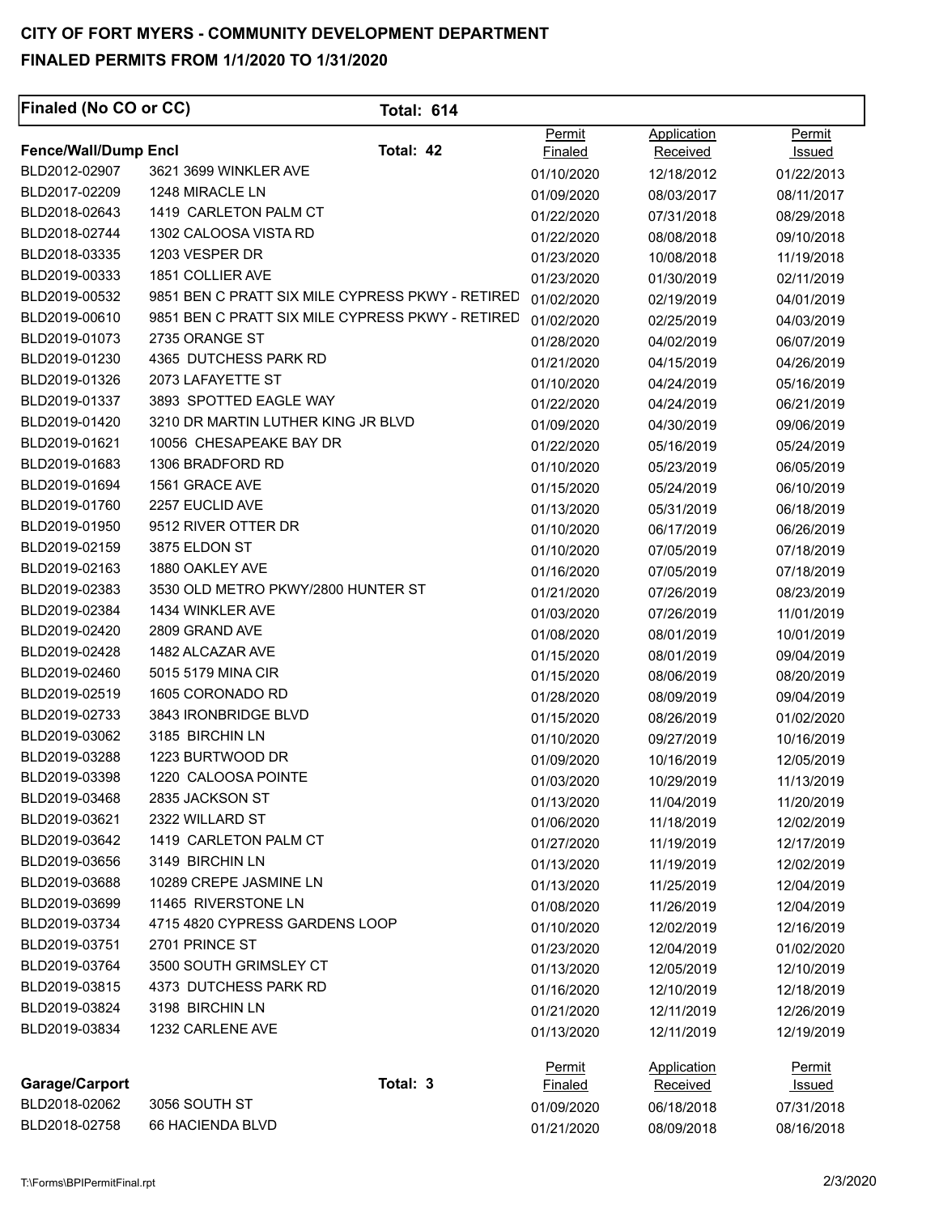# CITY OF FORT MYERS - COMMUNITY DEVELOPMENT DEPARTMENT

## FINALED PERMITS FROM 1/1/2020 TO 1/31/2020

**Finaled (No CO or CC)** **Total: 614**

| **Fence/Wall/Dump Encl** | **Total: 42** | Permit Finaled | Application Received | Permit Issued |
|---|---|---|---|---|
| BLD2012-02907 | 3621 3699 WINKLER AVE | 01/10/2020 | 12/18/2012 | 01/22/2013 |
| BLD2017-02209 | 1248 MIRACLE LN | 01/09/2020 | 08/03/2017 | 08/11/2017 |
| BLD2018-02643 | 1419 CARLETON PALM CT | 01/22/2020 | 07/31/2018 | 08/29/2018 |
| BLD2018-02744 | 1302 CALOOSA VISTA RD | 01/22/2020 | 08/08/2018 | 09/10/2018 |
| BLD2018-03335 | 1203 VESPER DR | 01/23/2020 | 10/08/2018 | 11/19/2018 |
| BLD2019-00333 | 1851 COLLIER AVE | 01/23/2020 | 01/30/2019 | 02/11/2019 |
| BLD2019-00532 | 9851 BEN C PRATT SIX MILE CYPRESS PKWY - RETIRED | 01/02/2020 | 02/19/2019 | 04/01/2019 |
| BLD2019-00610 | 9851 BEN C PRATT SIX MILE CYPRESS PKWY - RETIRED | 01/02/2020 | 02/25/2019 | 04/03/2019 |
| BLD2019-01073 | 2735 ORANGE ST | 01/28/2020 | 04/02/2019 | 06/07/2019 |
| BLD2019-01230 | 4365 DUTCHESS PARK RD | 01/21/2020 | 04/15/2019 | 04/26/2019 |
| BLD2019-01326 | 2073 LAFAYETTE ST | 01/10/2020 | 04/24/2019 | 05/16/2019 |
| BLD2019-01337 | 3893 SPOTTED EAGLE WAY | 01/22/2020 | 04/24/2019 | 06/21/2019 |
| BLD2019-01420 | 3210 DR MARTIN LUTHER KING JR BLVD | 01/09/2020 | 04/30/2019 | 09/06/2019 |
| BLD2019-01621 | 10056 CHESAPEAKE BAY DR | 01/22/2020 | 05/16/2019 | 05/24/2019 |
| BLD2019-01683 | 1306 BRADFORD RD | 01/10/2020 | 05/23/2019 | 06/05/2019 |
| BLD2019-01694 | 1561 GRACE AVE | 01/15/2020 | 05/24/2019 | 06/10/2019 |
| BLD2019-01760 | 2257 EUCLID AVE | 01/13/2020 | 05/31/2019 | 06/18/2019 |
| BLD2019-01950 | 9512 RIVER OTTER DR | 01/10/2020 | 06/17/2019 | 06/26/2019 |
| BLD2019-02159 | 3875 ELDON ST | 01/10/2020 | 07/05/2019 | 07/18/2019 |
| BLD2019-02163 | 1880 OAKLEY AVE | 01/16/2020 | 07/05/2019 | 07/18/2019 |
| BLD2019-02383 | 3530 OLD METRO PKWY/2800 HUNTER ST | 01/21/2020 | 07/26/2019 | 08/23/2019 |
| BLD2019-02384 | 1434 WINKLER AVE | 01/03/2020 | 07/26/2019 | 11/01/2019 |
| BLD2019-02420 | 2809 GRAND AVE | 01/08/2020 | 08/01/2019 | 10/01/2019 |
| BLD2019-02428 | 1482 ALCAZAR AVE | 01/15/2020 | 08/01/2019 | 09/04/2019 |
| BLD2019-02460 | 5015 5179 MINA CIR | 01/15/2020 | 08/06/2019 | 08/20/2019 |
| BLD2019-02519 | 1605 CORONADO RD | 01/28/2020 | 08/09/2019 | 09/04/2019 |
| BLD2019-02733 | 3843 IRONBRIDGE BLVD | 01/15/2020 | 08/26/2019 | 01/02/2020 |
| BLD2019-03062 | 3185 BIRCHIN LN | 01/10/2020 | 09/27/2019 | 10/16/2019 |
| BLD2019-03288 | 1223 BURTWOOD DR | 01/09/2020 | 10/16/2019 | 12/05/2019 |
| BLD2019-03398 | 1220 CALOOSA POINTE | 01/03/2020 | 10/29/2019 | 11/13/2019 |
| BLD2019-03468 | 2835 JACKSON ST | 01/13/2020 | 11/04/2019 | 11/20/2019 |
| BLD2019-03621 | 2322 WILLARD ST | 01/06/2020 | 11/18/2019 | 12/02/2019 |
| BLD2019-03642 | 1419 CARLETON PALM CT | 01/27/2020 | 11/19/2019 | 12/17/2019 |
| BLD2019-03656 | 3149 BIRCHIN LN | 01/13/2020 | 11/19/2019 | 12/02/2019 |
| BLD2019-03688 | 10289 CREPE JASMINE LN | 01/13/2020 | 11/25/2019 | 12/04/2019 |
| BLD2019-03699 | 11465 RIVERSTONE LN | 01/08/2020 | 11/26/2019 | 12/04/2019 |
| BLD2019-03734 | 4715 4820 CYPRESS GARDENS LOOP | 01/10/2020 | 12/02/2019 | 12/16/2019 |
| BLD2019-03751 | 2701 PRINCE ST | 01/23/2020 | 12/04/2019 | 01/02/2020 |
| BLD2019-03764 | 3500 SOUTH GRIMSLEY CT | 01/13/2020 | 12/05/2019 | 12/10/2019 |
| BLD2019-03815 | 4373 DUTCHESS PARK RD | 01/16/2020 | 12/10/2019 | 12/18/2019 |
| BLD2019-03824 | 3198 BIRCHIN LN | 01/21/2020 | 12/11/2019 | 12/26/2019 |
| BLD2019-03834 | 1232 CARLENE AVE | 01/13/2020 | 12/11/2019 | 12/19/2019 |

| **Garage/Carport** | **Total: 3** | Permit Finaled | Application Received | Permit Issued |
|---|---|---|---|---|
| BLD2018-02062 | 3056 SOUTH ST | 01/09/2020 | 06/18/2018 | 07/31/2018 |
| BLD2018-02758 | 66 HACIENDA BLVD | 01/21/2020 | 08/09/2018 | 08/16/2018 |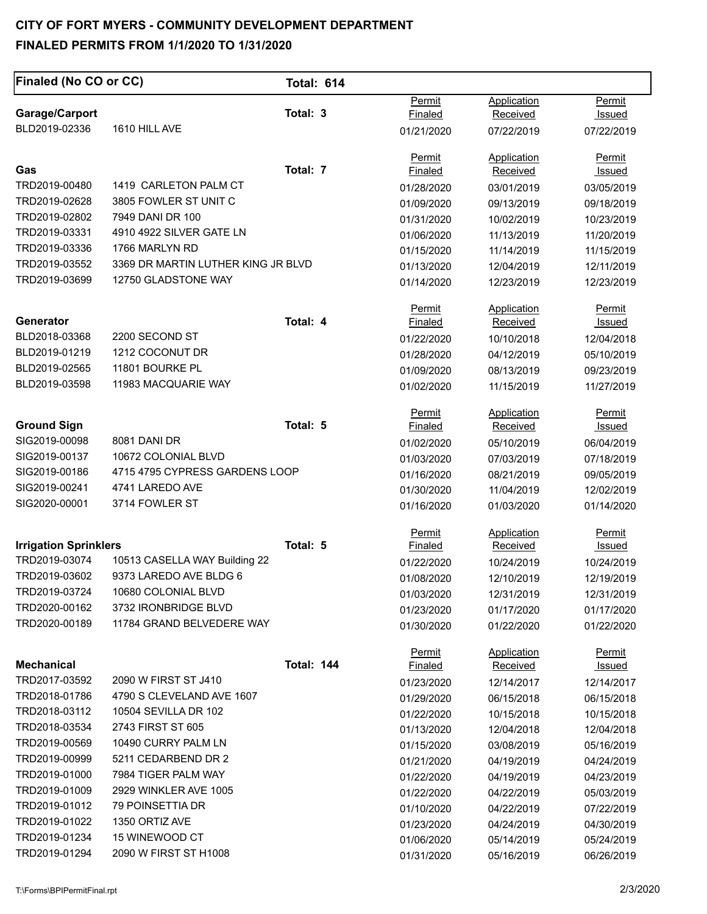**CITY OF FORT MYERS - COMMUNITY DEVELOPMENT DEPARTMENT**

**FINALED PERMITS FROM 1/1/2020 TO 1/31/2020**

| **Finaled (No CO or CC)** | | **Total: 614** | | | |
|---|---|---|---|---|---|
| **Garage/Carport** | | **Total: 3** | Permit Finaled | Application Received | Permit Issued |
| BLD2019-02336 | 1610 HILL AVE | | 01/21/2020 | 07/22/2019 | 07/22/2019 |
| **Gas** | | **Total: 7** | Permit Finaled | Application Received | Permit Issued |
| TRD2019-00480 | 1419 CARLETON PALM CT | | 01/28/2020 | 03/01/2019 | 03/05/2019 |
| TRD2019-02628 | 3805 FOWLER ST UNIT C | | 01/09/2020 | 09/13/2019 | 09/18/2019 |
| TRD2019-02802 | 7949 DANI DR 100 | | 01/31/2020 | 10/02/2019 | 10/23/2019 |
| TRD2019-03331 | 4910 4922 SILVER GATE LN | | 01/06/2020 | 11/13/2019 | 11/20/2019 |
| TRD2019-03336 | 1766 MARLYN RD | | 01/15/2020 | 11/14/2019 | 11/15/2019 |
| TRD2019-03552 | 3369 DR MARTIN LUTHER KING JR BLVD | | 01/13/2020 | 12/04/2019 | 12/11/2019 |
| TRD2019-03699 | 12750 GLADSTONE WAY | | 01/14/2020 | 12/23/2019 | 12/23/2019 |
| **Generator** | | **Total: 4** | Permit Finaled | Application Received | Permit Issued |
| BLD2018-03368 | 2200 SECOND ST | | 01/22/2020 | 10/10/2018 | 12/04/2018 |
| BLD2019-01219 | 1212 COCONUT DR | | 01/28/2020 | 04/12/2019 | 05/10/2019 |
| BLD2019-02565 | 11801 BOURKE PL | | 01/09/2020 | 08/13/2019 | 09/23/2019 |
| BLD2019-03598 | 11983 MACQUARIE WAY | | 01/02/2020 | 11/15/2019 | 11/27/2019 |
| **Ground Sign** | | **Total: 5** | Permit Finaled | Application Received | Permit Issued |
| SIG2019-00098 | 8081 DANI DR | | 01/02/2020 | 05/10/2019 | 06/04/2019 |
| SIG2019-00137 | 10672 COLONIAL BLVD | | 01/03/2020 | 07/03/2019 | 07/18/2019 |
| SIG2019-00186 | 4715 4795 CYPRESS GARDENS LOOP | | 01/16/2020 | 08/21/2019 | 09/05/2019 |
| SIG2019-00241 | 4741 LAREDO AVE | | 01/30/2020 | 11/04/2019 | 12/02/2019 |
| SIG2020-00001 | 3714 FOWLER ST | | 01/16/2020 | 01/03/2020 | 01/14/2020 |
| **Irrigation Sprinklers** | | **Total: 5** | Permit Finaled | Application Received | Permit Issued |
| TRD2019-03074 | 10513 CASELLA WAY Building 22 | | 01/22/2020 | 10/24/2019 | 10/24/2019 |
| TRD2019-03602 | 9373 LAREDO AVE BLDG 6 | | 01/08/2020 | 12/10/2019 | 12/19/2019 |
| TRD2019-03724 | 10680 COLONIAL BLVD | | 01/03/2020 | 12/31/2019 | 12/31/2019 |
| TRD2020-00162 | 3732 IRONBRIDGE BLVD | | 01/23/2020 | 01/17/2020 | 01/17/2020 |
| TRD2020-00189 | 11784 GRAND BELVEDERE WAY | | 01/30/2020 | 01/22/2020 | 01/22/2020 |
| **Mechanical** | | **Total: 144** | Permit Finaled | Application Received | Permit Issued |
| TRD2017-03592 | 2090 W FIRST ST J410 | | 01/23/2020 | 12/14/2017 | 12/14/2017 |
| TRD2018-01786 | 4790 S CLEVELAND AVE 1607 | | 01/29/2020 | 06/15/2018 | 06/15/2018 |
| TRD2018-03112 | 10504 SEVILLA DR 102 | | 01/22/2020 | 10/15/2018 | 10/15/2018 |
| TRD2018-03534 | 2743 FIRST ST 605 | | 01/13/2020 | 12/04/2018 | 12/04/2018 |
| TRD2019-00569 | 10490 CURRY PALM LN | | 01/15/2020 | 03/08/2019 | 05/16/2019 |
| TRD2019-00999 | 5211 CEDARBEND DR 2 | | 01/21/2020 | 04/19/2019 | 04/24/2019 |
| TRD2019-01000 | 7984 TIGER PALM WAY | | 01/22/2020 | 04/19/2019 | 04/23/2019 |
| TRD2019-01009 | 2929 WINKLER AVE 1005 | | 01/22/2020 | 04/22/2019 | 05/03/2019 |
| TRD2019-01012 | 79 POINSETTIA DR | | 01/10/2020 | 04/22/2019 | 07/22/2019 |
| TRD2019-01022 | 1350 ORTIZ AVE | | 01/23/2020 | 04/24/2019 | 04/30/2019 |
| TRD2019-01234 | 15 WINEWOOD CT | | 01/06/2020 | 05/14/2019 | 05/24/2019 |
| TRD2019-01294 | 2090 W FIRST ST H1008 | | 01/31/2020 | 05/16/2019 | 06/26/2019 |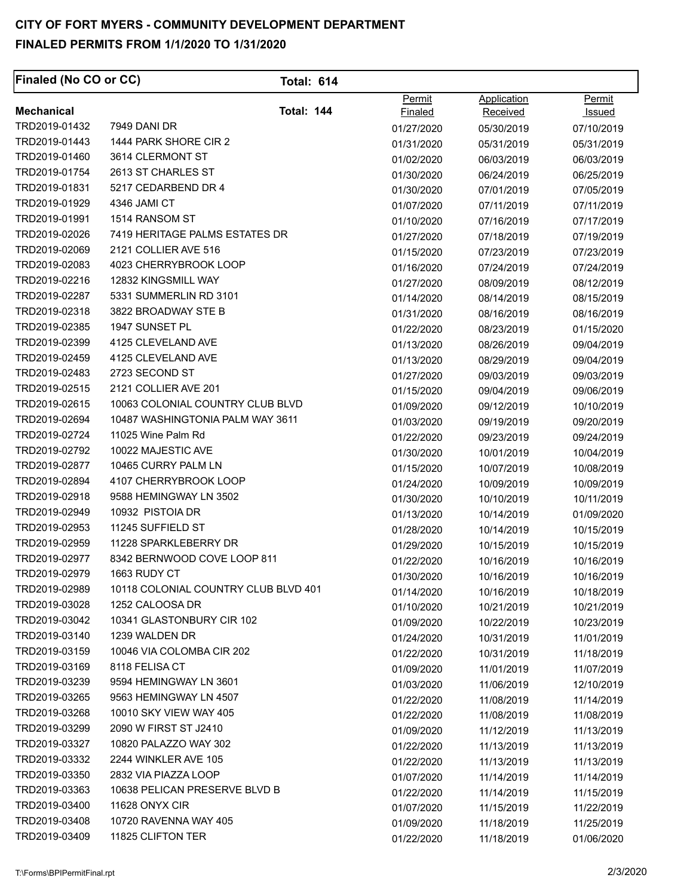# CITY OF FORT MYERS - COMMUNITY DEVELOPMENT DEPARTMENT

## FINALED PERMITS FROM 1/1/2020 TO 1/31/2020

**Finaled (No CO or CC)** **Total: 614**

| **Mechanical** | **Total: 144** | Permit Finaled | Application Received | Permit Issued |
|---|---|---|---|---|
| TRD2019-01432 | 7949 DANI DR | 01/27/2020 | 05/30/2019 | 07/10/2019 |
| TRD2019-01443 | 1444 PARK SHORE CIR 2 | 01/31/2020 | 05/31/2019 | 05/31/2019 |
| TRD2019-01460 | 3614 CLERMONT ST | 01/02/2020 | 06/03/2019 | 06/03/2019 |
| TRD2019-01754 | 2613 ST CHARLES ST | 01/30/2020 | 06/24/2019 | 06/25/2019 |
| TRD2019-01831 | 5217 CEDARBEND DR 4 | 01/30/2020 | 07/01/2019 | 07/05/2019 |
| TRD2019-01929 | 4346 JAMI CT | 01/07/2020 | 07/11/2019 | 07/11/2019 |
| TRD2019-01991 | 1514 RANSOM ST | 01/10/2020 | 07/16/2019 | 07/17/2019 |
| TRD2019-02026 | 7419 HERITAGE PALMS ESTATES DR | 01/27/2020 | 07/18/2019 | 07/19/2019 |
| TRD2019-02069 | 2121 COLLIER AVE 516 | 01/15/2020 | 07/23/2019 | 07/23/2019 |
| TRD2019-02083 | 4023 CHERRYBROOK LOOP | 01/16/2020 | 07/24/2019 | 07/24/2019 |
| TRD2019-02216 | 12832 KINGSMILL WAY | 01/27/2020 | 08/09/2019 | 08/12/2019 |
| TRD2019-02287 | 5331 SUMMERLIN RD 3101 | 01/14/2020 | 08/14/2019 | 08/15/2019 |
| TRD2019-02318 | 3822 BROADWAY STE B | 01/31/2020 | 08/16/2019 | 08/16/2019 |
| TRD2019-02385 | 1947 SUNSET PL | 01/22/2020 | 08/23/2019 | 01/15/2020 |
| TRD2019-02399 | 4125 CLEVELAND AVE | 01/13/2020 | 08/26/2019 | 09/04/2019 |
| TRD2019-02459 | 4125 CLEVELAND AVE | 01/13/2020 | 08/29/2019 | 09/04/2019 |
| TRD2019-02483 | 2723 SECOND ST | 01/27/2020 | 09/03/2019 | 09/03/2019 |
| TRD2019-02515 | 2121 COLLIER AVE 201 | 01/15/2020 | 09/04/2019 | 09/06/2019 |
| TRD2019-02615 | 10063 COLONIAL COUNTRY CLUB BLVD | 01/09/2020 | 09/12/2019 | 10/10/2019 |
| TRD2019-02694 | 10487 WASHINGTONIA PALM WAY 3611 | 01/03/2020 | 09/19/2019 | 09/20/2019 |
| TRD2019-02724 | 11025 Wine Palm Rd | 01/22/2020 | 09/23/2019 | 09/24/2019 |
| TRD2019-02792 | 10022 MAJESTIC AVE | 01/30/2020 | 10/01/2019 | 10/04/2019 |
| TRD2019-02877 | 10465 CURRY PALM LN | 01/15/2020 | 10/07/2019 | 10/08/2019 |
| TRD2019-02894 | 4107 CHERRYBROOK LOOP | 01/24/2020 | 10/09/2019 | 10/09/2019 |
| TRD2019-02918 | 9588 HEMINGWAY LN 3502 | 01/30/2020 | 10/10/2019 | 10/11/2019 |
| TRD2019-02949 | 10932 PISTOIA DR | 01/13/2020 | 10/14/2019 | 01/09/2020 |
| TRD2019-02953 | 11245 SUFFIELD ST | 01/28/2020 | 10/14/2019 | 10/15/2019 |
| TRD2019-02959 | 11228 SPARKLEBERRY DR | 01/29/2020 | 10/15/2019 | 10/15/2019 |
| TRD2019-02977 | 8342 BERNWOOD COVE LOOP 811 | 01/22/2020 | 10/16/2019 | 10/16/2019 |
| TRD2019-02979 | 1663 RUDY CT | 01/30/2020 | 10/16/2019 | 10/16/2019 |
| TRD2019-02989 | 10118 COLONIAL COUNTRY CLUB BLVD 401 | 01/14/2020 | 10/16/2019 | 10/18/2019 |
| TRD2019-03028 | 1252 CALOOSA DR | 01/10/2020 | 10/21/2019 | 10/21/2019 |
| TRD2019-03042 | 10341 GLASTONBURY CIR 102 | 01/09/2020 | 10/22/2019 | 10/23/2019 |
| TRD2019-03140 | 1239 WALDEN DR | 01/24/2020 | 10/31/2019 | 11/01/2019 |
| TRD2019-03159 | 10046 VIA COLOMBA CIR 202 | 01/22/2020 | 10/31/2019 | 11/18/2019 |
| TRD2019-03169 | 8118 FELISA CT | 01/09/2020 | 11/01/2019 | 11/07/2019 |
| TRD2019-03239 | 9594 HEMINGWAY LN 3601 | 01/03/2020 | 11/06/2019 | 12/10/2019 |
| TRD2019-03265 | 9563 HEMINGWAY LN 4507 | 01/22/2020 | 11/08/2019 | 11/14/2019 |
| TRD2019-03268 | 10010 SKY VIEW WAY 405 | 01/22/2020 | 11/08/2019 | 11/08/2019 |
| TRD2019-03299 | 2090 W FIRST ST J2410 | 01/09/2020 | 11/12/2019 | 11/13/2019 |
| TRD2019-03327 | 10820 PALAZZO WAY 302 | 01/22/2020 | 11/13/2019 | 11/13/2019 |
| TRD2019-03332 | 2244 WINKLER AVE 105 | 01/22/2020 | 11/13/2019 | 11/13/2019 |
| TRD2019-03350 | 2832 VIA PIAZZA LOOP | 01/07/2020 | 11/14/2019 | 11/14/2019 |
| TRD2019-03363 | 10638 PELICAN PRESERVE BLVD B | 01/22/2020 | 11/14/2019 | 11/15/2019 |
| TRD2019-03400 | 11628 ONYX CIR | 01/07/2020 | 11/15/2019 | 11/22/2019 |
| TRD2019-03408 | 10720 RAVENNA WAY 405 | 01/09/2020 | 11/18/2019 | 11/25/2019 |
| TRD2019-03409 | 11825 CLIFTON TER | 01/22/2020 | 11/18/2019 | 01/06/2020 |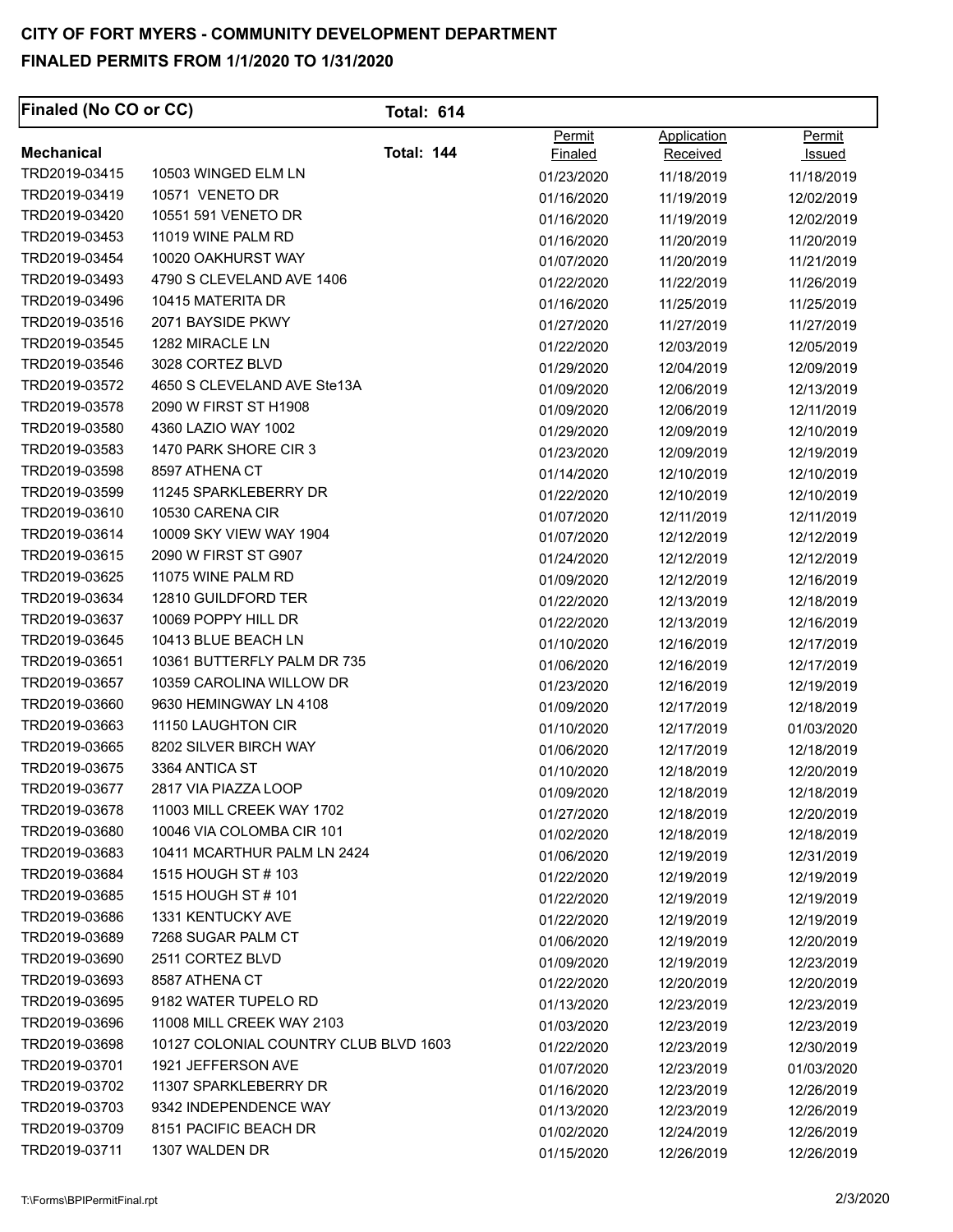**CITY OF FORT MYERS - COMMUNITY DEVELOPMENT DEPARTMENT**

**FINALED PERMITS FROM 1/1/2020 TO 1/31/2020**

**Finaled (No CO or CC)** **Total: 614**

| **Mechanical** | | **Total: 144** | Permit Finaled | Application Received | Permit Issued |
|---|---|---|---|---|---|
| TRD2019-03415 | 10503 WINGED ELM LN | | 01/23/2020 | 11/18/2019 | 11/18/2019 |
| TRD2019-03419 | 10571 VENETO DR | | 01/16/2020 | 11/19/2019 | 12/02/2019 |
| TRD2019-03420 | 10551 591 VENETO DR | | 01/16/2020 | 11/19/2019 | 12/02/2019 |
| TRD2019-03453 | 11019 WINE PALM RD | | 01/16/2020 | 11/20/2019 | 11/20/2019 |
| TRD2019-03454 | 10020 OAKHURST WAY | | 01/07/2020 | 11/20/2019 | 11/21/2019 |
| TRD2019-03493 | 4790 S CLEVELAND AVE 1406 | | 01/22/2020 | 11/22/2019 | 11/26/2019 |
| TRD2019-03496 | 10415 MATERITA DR | | 01/16/2020 | 11/25/2019 | 11/25/2019 |
| TRD2019-03516 | 2071 BAYSIDE PKWY | | 01/27/2020 | 11/27/2019 | 11/27/2019 |
| TRD2019-03545 | 1282 MIRACLE LN | | 01/22/2020 | 12/03/2019 | 12/05/2019 |
| TRD2019-03546 | 3028 CORTEZ BLVD | | 01/29/2020 | 12/04/2019 | 12/09/2019 |
| TRD2019-03572 | 4650 S CLEVELAND AVE Ste13A | | 01/09/2020 | 12/06/2019 | 12/13/2019 |
| TRD2019-03578 | 2090 W FIRST ST H1908 | | 01/09/2020 | 12/06/2019 | 12/11/2019 |
| TRD2019-03580 | 4360 LAZIO WAY 1002 | | 01/29/2020 | 12/09/2019 | 12/10/2019 |
| TRD2019-03583 | 1470 PARK SHORE CIR 3 | | 01/23/2020 | 12/09/2019 | 12/19/2019 |
| TRD2019-03598 | 8597 ATHENA CT | | 01/14/2020 | 12/10/2019 | 12/10/2019 |
| TRD2019-03599 | 11245 SPARKLEBERRY DR | | 01/22/2020 | 12/10/2019 | 12/10/2019 |
| TRD2019-03610 | 10530 CARENA CIR | | 01/07/2020 | 12/11/2019 | 12/11/2019 |
| TRD2019-03614 | 10009 SKY VIEW WAY 1904 | | 01/07/2020 | 12/12/2019 | 12/12/2019 |
| TRD2019-03615 | 2090 W FIRST ST G907 | | 01/24/2020 | 12/12/2019 | 12/12/2019 |
| TRD2019-03625 | 11075 WINE PALM RD | | 01/09/2020 | 12/12/2019 | 12/16/2019 |
| TRD2019-03634 | 12810 GUILDFORD TER | | 01/22/2020 | 12/13/2019 | 12/18/2019 |
| TRD2019-03637 | 10069 POPPY HILL DR | | 01/22/2020 | 12/13/2019 | 12/16/2019 |
| TRD2019-03645 | 10413 BLUE BEACH LN | | 01/10/2020 | 12/16/2019 | 12/17/2019 |
| TRD2019-03651 | 10361 BUTTERFLY PALM DR 735 | | 01/06/2020 | 12/16/2019 | 12/17/2019 |
| TRD2019-03657 | 10359 CAROLINA WILLOW DR | | 01/23/2020 | 12/16/2019 | 12/19/2019 |
| TRD2019-03660 | 9630 HEMINGWAY LN 4108 | | 01/09/2020 | 12/17/2019 | 12/18/2019 |
| TRD2019-03663 | 11150 LAUGHTON CIR | | 01/10/2020 | 12/17/2019 | 01/03/2020 |
| TRD2019-03665 | 8202 SILVER BIRCH WAY | | 01/06/2020 | 12/17/2019 | 12/18/2019 |
| TRD2019-03675 | 3364 ANTICA ST | | 01/10/2020 | 12/18/2019 | 12/20/2019 |
| TRD2019-03677 | 2817 VIA PIAZZA LOOP | | 01/09/2020 | 12/18/2019 | 12/18/2019 |
| TRD2019-03678 | 11003 MILL CREEK WAY 1702 | | 01/27/2020 | 12/18/2019 | 12/20/2019 |
| TRD2019-03680 | 10046 VIA COLOMBA CIR 101 | | 01/02/2020 | 12/18/2019 | 12/18/2019 |
| TRD2019-03683 | 10411 MCARTHUR PALM LN 2424 | | 01/06/2020 | 12/19/2019 | 12/31/2019 |
| TRD2019-03684 | 1515 HOUGH ST # 103 | | 01/22/2020 | 12/19/2019 | 12/19/2019 |
| TRD2019-03685 | 1515 HOUGH ST # 101 | | 01/22/2020 | 12/19/2019 | 12/19/2019 |
| TRD2019-03686 | 1331 KENTUCKY AVE | | 01/22/2020 | 12/19/2019 | 12/19/2019 |
| TRD2019-03689 | 7268 SUGAR PALM CT | | 01/06/2020 | 12/19/2019 | 12/20/2019 |
| TRD2019-03690 | 2511 CORTEZ BLVD | | 01/09/2020 | 12/19/2019 | 12/23/2019 |
| TRD2019-03693 | 8587 ATHENA CT | | 01/22/2020 | 12/20/2019 | 12/20/2019 |
| TRD2019-03695 | 9182 WATER TUPELO RD | | 01/13/2020 | 12/23/2019 | 12/23/2019 |
| TRD2019-03696 | 11008 MILL CREEK WAY 2103 | | 01/03/2020 | 12/23/2019 | 12/23/2019 |
| TRD2019-03698 | 10127 COLONIAL COUNTRY CLUB BLVD 1603 | | 01/22/2020 | 12/23/2019 | 12/30/2019 |
| TRD2019-03701 | 1921 JEFFERSON AVE | | 01/07/2020 | 12/23/2019 | 01/03/2020 |
| TRD2019-03702 | 11307 SPARKLEBERRY DR | | 01/16/2020 | 12/23/2019 | 12/26/2019 |
| TRD2019-03703 | 9342 INDEPENDENCE WAY | | 01/13/2020 | 12/23/2019 | 12/26/2019 |
| TRD2019-03709 | 8151 PACIFIC BEACH DR | | 01/02/2020 | 12/24/2019 | 12/26/2019 |
| TRD2019-03711 | 1307 WALDEN DR | | 01/15/2020 | 12/26/2019 | 12/26/2019 |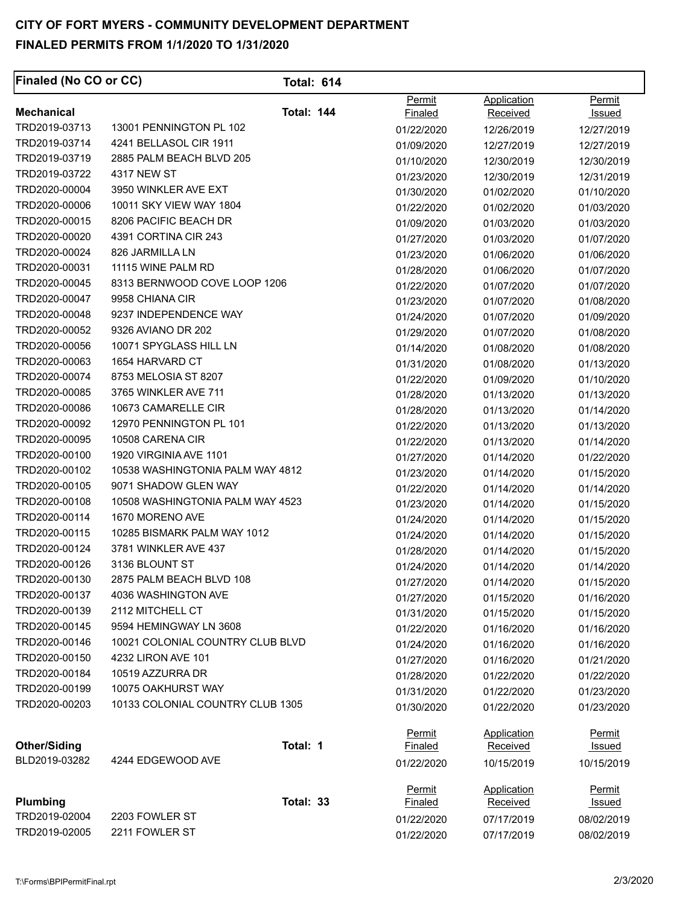# CITY OF FORT MYERS - COMMUNITY DEVELOPMENT DEPARTMENT

## FINALED PERMITS FROM 1/1/2020 TO 1/31/2020

**Finaled (No CO or CC)** **Total: 614**

| Mechanical | | Total: 144 | Permit Finaled | Application Received | Permit Issued |
|---|---|---|---|---|---|
| TRD2019-03713 | 13001 PENNINGTON PL 102 | | 01/22/2020 | 12/26/2019 | 12/27/2019 |
| TRD2019-03714 | 4241 BELLASOL CIR 1911 | | 01/09/2020 | 12/27/2019 | 12/27/2019 |
| TRD2019-03719 | 2885 PALM BEACH BLVD 205 | | 01/10/2020 | 12/30/2019 | 12/30/2019 |
| TRD2019-03722 | 4317 NEW ST | | 01/23/2020 | 12/30/2019 | 12/31/2019 |
| TRD2020-00004 | 3950 WINKLER AVE EXT | | 01/30/2020 | 01/02/2020 | 01/10/2020 |
| TRD2020-00006 | 10011 SKY VIEW WAY 1804 | | 01/22/2020 | 01/02/2020 | 01/03/2020 |
| TRD2020-00015 | 8206 PACIFIC BEACH DR | | 01/09/2020 | 01/03/2020 | 01/03/2020 |
| TRD2020-00020 | 4391 CORTINA CIR 243 | | 01/27/2020 | 01/03/2020 | 01/07/2020 |
| TRD2020-00024 | 826 JARMILLA LN | | 01/23/2020 | 01/06/2020 | 01/06/2020 |
| TRD2020-00031 | 11115 WINE PALM RD | | 01/28/2020 | 01/06/2020 | 01/07/2020 |
| TRD2020-00045 | 8313 BERNWOOD COVE LOOP 1206 | | 01/22/2020 | 01/07/2020 | 01/07/2020 |
| TRD2020-00047 | 9958 CHIANA CIR | | 01/23/2020 | 01/07/2020 | 01/08/2020 |
| TRD2020-00048 | 9237 INDEPENDENCE WAY | | 01/24/2020 | 01/07/2020 | 01/09/2020 |
| TRD2020-00052 | 9326 AVIANO DR 202 | | 01/29/2020 | 01/07/2020 | 01/08/2020 |
| TRD2020-00056 | 10071 SPYGLASS HILL LN | | 01/14/2020 | 01/08/2020 | 01/08/2020 |
| TRD2020-00063 | 1654 HARVARD CT | | 01/31/2020 | 01/08/2020 | 01/13/2020 |
| TRD2020-00074 | 8753 MELOSIA ST 8207 | | 01/22/2020 | 01/09/2020 | 01/10/2020 |
| TRD2020-00085 | 3765 WINKLER AVE 711 | | 01/28/2020 | 01/13/2020 | 01/13/2020 |
| TRD2020-00086 | 10673 CAMARELLE CIR | | 01/28/2020 | 01/13/2020 | 01/14/2020 |
| TRD2020-00092 | 12970 PENNINGTON PL 101 | | 01/22/2020 | 01/13/2020 | 01/13/2020 |
| TRD2020-00095 | 10508 CARENA CIR | | 01/22/2020 | 01/13/2020 | 01/14/2020 |
| TRD2020-00100 | 1920 VIRGINIA AVE 1101 | | 01/27/2020 | 01/14/2020 | 01/22/2020 |
| TRD2020-00102 | 10538 WASHINGTONIA PALM WAY 4812 | | 01/23/2020 | 01/14/2020 | 01/15/2020 |
| TRD2020-00105 | 9071 SHADOW GLEN WAY | | 01/22/2020 | 01/14/2020 | 01/14/2020 |
| TRD2020-00108 | 10508 WASHINGTONIA PALM WAY 4523 | | 01/23/2020 | 01/14/2020 | 01/15/2020 |
| TRD2020-00114 | 1670 MORENO AVE | | 01/24/2020 | 01/14/2020 | 01/15/2020 |
| TRD2020-00115 | 10285 BISMARK PALM WAY 1012 | | 01/24/2020 | 01/14/2020 | 01/15/2020 |
| TRD2020-00124 | 3781 WINKLER AVE 437 | | 01/28/2020 | 01/14/2020 | 01/15/2020 |
| TRD2020-00126 | 3136 BLOUNT ST | | 01/24/2020 | 01/14/2020 | 01/14/2020 |
| TRD2020-00130 | 2875 PALM BEACH BLVD 108 | | 01/27/2020 | 01/14/2020 | 01/15/2020 |
| TRD2020-00137 | 4036 WASHINGTON AVE | | 01/27/2020 | 01/15/2020 | 01/16/2020 |
| TRD2020-00139 | 2112 MITCHELL CT | | 01/31/2020 | 01/15/2020 | 01/15/2020 |
| TRD2020-00145 | 9594 HEMINGWAY LN 3608 | | 01/22/2020 | 01/16/2020 | 01/16/2020 |
| TRD2020-00146 | 10021 COLONIAL COUNTRY CLUB BLVD | | 01/24/2020 | 01/16/2020 | 01/16/2020 |
| TRD2020-00150 | 4232 LIRON AVE 101 | | 01/27/2020 | 01/16/2020 | 01/21/2020 |
| TRD2020-00184 | 10519 AZZURRA DR | | 01/28/2020 | 01/22/2020 | 01/22/2020 |
| TRD2020-00199 | 10075 OAKHURST WAY | | 01/31/2020 | 01/22/2020 | 01/23/2020 |
| TRD2020-00203 | 10133 COLONIAL COUNTRY CLUB 1305 | | 01/30/2020 | 01/22/2020 | 01/23/2020 |

| Other/Siding | | Total: 1 | Permit Finaled | Application Received | Permit Issued |
|---|---|---|---|---|---|
| BLD2019-03282 | 4244 EDGEWOOD AVE | | 01/22/2020 | 10/15/2019 | 10/15/2019 |

| Plumbing | | Total: 33 | Permit Finaled | Application Received | Permit Issued |
|---|---|---|---|---|---|
| TRD2019-02004 | 2203 FOWLER ST | | 01/22/2020 | 07/17/2019 | 08/02/2019 |
| TRD2019-02005 | 2211 FOWLER ST | | 01/22/2020 | 07/17/2019 | 08/02/2019 |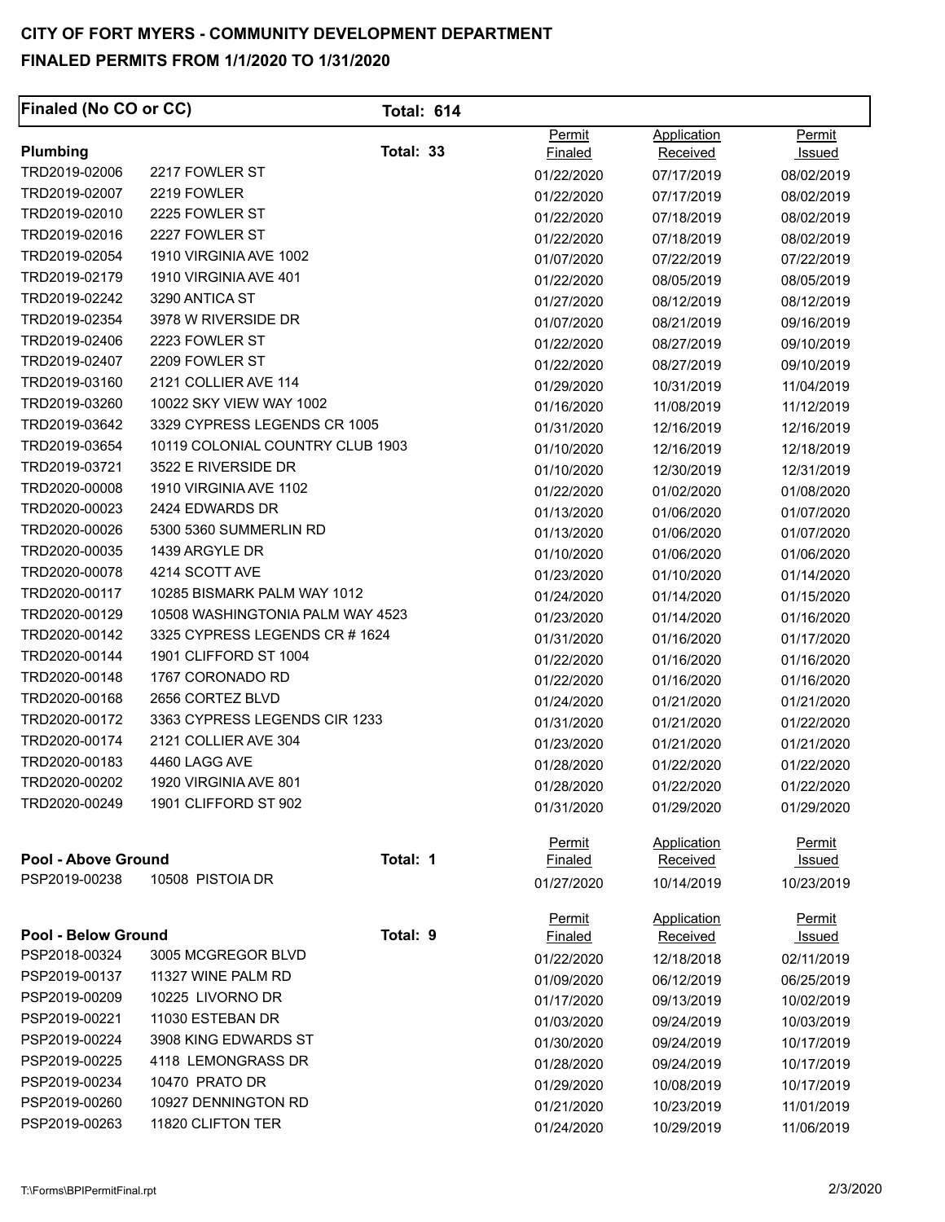**CITY OF FORT MYERS - COMMUNITY DEVELOPMENT DEPARTMENT**

**FINALED PERMITS FROM 1/1/2020 TO 1/31/2020**

**Finaled (No CO or CC)** — **Total: 614**

**Plumbing** — **Total: 33**

| Permit | Address | Permit Finaled | Application Received | Permit Issued |
|---|---|---|---|---|
| TRD2019-02006 | 2217 FOWLER ST | 01/22/2020 | 07/17/2019 | 08/02/2019 |
| TRD2019-02007 | 2219 FOWLER | 01/22/2020 | 07/17/2019 | 08/02/2019 |
| TRD2019-02010 | 2225 FOWLER ST | 01/22/2020 | 07/18/2019 | 08/02/2019 |
| TRD2019-02016 | 2227 FOWLER ST | 01/22/2020 | 07/18/2019 | 08/02/2019 |
| TRD2019-02054 | 1910 VIRGINIA AVE 1002 | 01/07/2020 | 07/22/2019 | 07/22/2019 |
| TRD2019-02179 | 1910 VIRGINIA AVE 401 | 01/22/2020 | 08/05/2019 | 08/05/2019 |
| TRD2019-02242 | 3290 ANTICA ST | 01/27/2020 | 08/12/2019 | 08/12/2019 |
| TRD2019-02354 | 3978 W RIVERSIDE DR | 01/07/2020 | 08/21/2019 | 09/16/2019 |
| TRD2019-02406 | 2223 FOWLER ST | 01/22/2020 | 08/27/2019 | 09/10/2019 |
| TRD2019-02407 | 2209 FOWLER ST | 01/22/2020 | 08/27/2019 | 09/10/2019 |
| TRD2019-03160 | 2121 COLLIER AVE 114 | 01/29/2020 | 10/31/2019 | 11/04/2019 |
| TRD2019-03260 | 10022 SKY VIEW WAY 1002 | 01/16/2020 | 11/08/2019 | 11/12/2019 |
| TRD2019-03642 | 3329 CYPRESS LEGENDS CR 1005 | 01/31/2020 | 12/16/2019 | 12/16/2019 |
| TRD2019-03654 | 10119 COLONIAL COUNTRY CLUB 1903 | 01/10/2020 | 12/16/2019 | 12/18/2019 |
| TRD2019-03721 | 3522 E RIVERSIDE DR | 01/10/2020 | 12/30/2019 | 12/31/2019 |
| TRD2020-00008 | 1910 VIRGINIA AVE 1102 | 01/22/2020 | 01/02/2020 | 01/08/2020 |
| TRD2020-00023 | 2424 EDWARDS DR | 01/13/2020 | 01/06/2020 | 01/07/2020 |
| TRD2020-00026 | 5300 5360 SUMMERLIN RD | 01/13/2020 | 01/06/2020 | 01/07/2020 |
| TRD2020-00035 | 1439 ARGYLE DR | 01/10/2020 | 01/06/2020 | 01/06/2020 |
| TRD2020-00078 | 4214 SCOTT AVE | 01/23/2020 | 01/10/2020 | 01/14/2020 |
| TRD2020-00117 | 10285 BISMARK PALM WAY 1012 | 01/24/2020 | 01/14/2020 | 01/15/2020 |
| TRD2020-00129 | 10508 WASHINGTONIA PALM WAY 4523 | 01/23/2020 | 01/14/2020 | 01/16/2020 |
| TRD2020-00142 | 3325 CYPRESS LEGENDS CR # 1624 | 01/31/2020 | 01/16/2020 | 01/17/2020 |
| TRD2020-00144 | 1901 CLIFFORD ST 1004 | 01/22/2020 | 01/16/2020 | 01/16/2020 |
| TRD2020-00148 | 1767 CORONADO RD | 01/22/2020 | 01/16/2020 | 01/16/2020 |
| TRD2020-00168 | 2656 CORTEZ BLVD | 01/24/2020 | 01/21/2020 | 01/21/2020 |
| TRD2020-00172 | 3363 CYPRESS LEGENDS CIR 1233 | 01/31/2020 | 01/21/2020 | 01/22/2020 |
| TRD2020-00174 | 2121 COLLIER AVE 304 | 01/23/2020 | 01/21/2020 | 01/21/2020 |
| TRD2020-00183 | 4460 LAGG AVE | 01/28/2020 | 01/22/2020 | 01/22/2020 |
| TRD2020-00202 | 1920 VIRGINIA AVE 801 | 01/28/2020 | 01/22/2020 | 01/22/2020 |
| TRD2020-00249 | 1901 CLIFFORD ST 902 | 01/31/2020 | 01/29/2020 | 01/29/2020 |

**Pool - Above Ground** — **Total: 1**

| Permit | Address | Permit Finaled | Application Received | Permit Issued |
|---|---|---|---|---|
| PSP2019-00238 | 10508 PISTOIA DR | 01/27/2020 | 10/14/2019 | 10/23/2019 |

**Pool - Below Ground** — **Total: 9**

| Permit | Address | Permit Finaled | Application Received | Permit Issued |
|---|---|---|---|---|
| PSP2018-00324 | 3005 MCGREGOR BLVD | 01/22/2020 | 12/18/2018 | 02/11/2019 |
| PSP2019-00137 | 11327 WINE PALM RD | 01/09/2020 | 06/12/2019 | 06/25/2019 |
| PSP2019-00209 | 10225 LIVORNO DR | 01/17/2020 | 09/13/2019 | 10/02/2019 |
| PSP2019-00221 | 11030 ESTEBAN DR | 01/03/2020 | 09/24/2019 | 10/03/2019 |
| PSP2019-00224 | 3908 KING EDWARDS ST | 01/30/2020 | 09/24/2019 | 10/17/2019 |
| PSP2019-00225 | 4118 LEMONGRASS DR | 01/28/2020 | 09/24/2019 | 10/17/2019 |
| PSP2019-00234 | 10470 PRATO DR | 01/29/2020 | 10/08/2019 | 10/17/2019 |
| PSP2019-00260 | 10927 DENNINGTON RD | 01/21/2020 | 10/23/2019 | 11/01/2019 |
| PSP2019-00263 | 11820 CLIFTON TER | 01/24/2020 | 10/29/2019 | 11/06/2019 |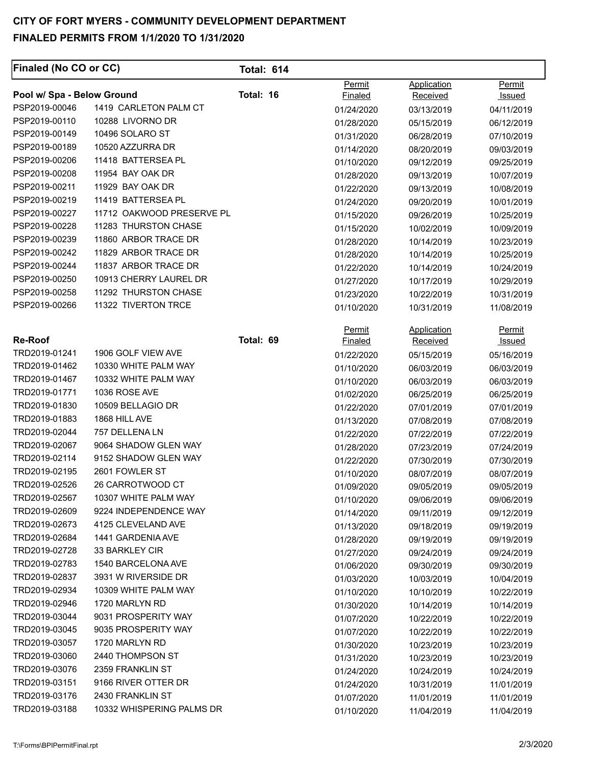# CITY OF FORT MYERS - COMMUNITY DEVELOPMENT DEPARTMENT

## FINALED PERMITS FROM 1/1/2020 TO 1/31/2020

**Finaled (No CO or CC)** **Total: 614**

### Pool w/ Spa - Below Ground — Total: 16

| Permit | Address | Permit Finaled | Application Received | Permit Issued |
|---|---|---|---|---|
| PSP2019-00046 | 1419 CARLETON PALM CT | 01/24/2020 | 03/13/2019 | 04/11/2019 |
| PSP2019-00110 | 10288 LIVORNO DR | 01/28/2020 | 05/15/2019 | 06/12/2019 |
| PSP2019-00149 | 10496 SOLARO ST | 01/31/2020 | 06/28/2019 | 07/10/2019 |
| PSP2019-00189 | 10520 AZZURRA DR | 01/14/2020 | 08/20/2019 | 09/03/2019 |
| PSP2019-00206 | 11418 BATTERSEA PL | 01/10/2020 | 09/12/2019 | 09/25/2019 |
| PSP2019-00208 | 11954 BAY OAK DR | 01/28/2020 | 09/13/2019 | 10/07/2019 |
| PSP2019-00211 | 11929 BAY OAK DR | 01/22/2020 | 09/13/2019 | 10/08/2019 |
| PSP2019-00219 | 11419 BATTERSEA PL | 01/24/2020 | 09/20/2019 | 10/01/2019 |
| PSP2019-00227 | 11712 OAKWOOD PRESERVE PL | 01/15/2020 | 09/26/2019 | 10/25/2019 |
| PSP2019-00228 | 11283 THURSTON CHASE | 01/15/2020 | 10/02/2019 | 10/09/2019 |
| PSP2019-00239 | 11860 ARBOR TRACE DR | 01/28/2020 | 10/14/2019 | 10/23/2019 |
| PSP2019-00242 | 11829 ARBOR TRACE DR | 01/28/2020 | 10/14/2019 | 10/25/2019 |
| PSP2019-00244 | 11837 ARBOR TRACE DR | 01/22/2020 | 10/14/2019 | 10/24/2019 |
| PSP2019-00250 | 10913 CHERRY LAUREL DR | 01/27/2020 | 10/17/2019 | 10/29/2019 |
| PSP2019-00258 | 11292 THURSTON CHASE | 01/23/2020 | 10/22/2019 | 10/31/2019 |
| PSP2019-00266 | 11322 TIVERTON TRCE | 01/10/2020 | 10/31/2019 | 11/08/2019 |

### Re-Roof — Total: 69

| Permit | Address | Permit Finaled | Application Received | Permit Issued |
|---|---|---|---|---|
| TRD2019-01241 | 1906 GOLF VIEW AVE | 01/22/2020 | 05/15/2019 | 05/16/2019 |
| TRD2019-01462 | 10330 WHITE PALM WAY | 01/10/2020 | 06/03/2019 | 06/03/2019 |
| TRD2019-01467 | 10332 WHITE PALM WAY | 01/10/2020 | 06/03/2019 | 06/03/2019 |
| TRD2019-01771 | 1036 ROSE AVE | 01/02/2020 | 06/25/2019 | 06/25/2019 |
| TRD2019-01830 | 10509 BELLAGIO DR | 01/22/2020 | 07/01/2019 | 07/01/2019 |
| TRD2019-01883 | 1868 HILL AVE | 01/13/2020 | 07/08/2019 | 07/08/2019 |
| TRD2019-02044 | 757 DELLENA LN | 01/22/2020 | 07/22/2019 | 07/22/2019 |
| TRD2019-02067 | 9064 SHADOW GLEN WAY | 01/28/2020 | 07/23/2019 | 07/24/2019 |
| TRD2019-02114 | 9152 SHADOW GLEN WAY | 01/22/2020 | 07/30/2019 | 07/30/2019 |
| TRD2019-02195 | 2601 FOWLER ST | 01/10/2020 | 08/07/2019 | 08/07/2019 |
| TRD2019-02526 | 26 CARROTWOOD CT | 01/09/2020 | 09/05/2019 | 09/05/2019 |
| TRD2019-02567 | 10307 WHITE PALM WAY | 01/10/2020 | 09/06/2019 | 09/06/2019 |
| TRD2019-02609 | 9224 INDEPENDENCE WAY | 01/14/2020 | 09/11/2019 | 09/12/2019 |
| TRD2019-02673 | 4125 CLEVELAND AVE | 01/13/2020 | 09/18/2019 | 09/19/2019 |
| TRD2019-02684 | 1441 GARDENIA AVE | 01/28/2020 | 09/19/2019 | 09/19/2019 |
| TRD2019-02728 | 33 BARKLEY CIR | 01/27/2020 | 09/24/2019 | 09/24/2019 |
| TRD2019-02783 | 1540 BARCELONA AVE | 01/06/2020 | 09/30/2019 | 09/30/2019 |
| TRD2019-02837 | 3931 W RIVERSIDE DR | 01/03/2020 | 10/03/2019 | 10/04/2019 |
| TRD2019-02934 | 10309 WHITE PALM WAY | 01/10/2020 | 10/10/2019 | 10/22/2019 |
| TRD2019-02946 | 1720 MARLYN RD | 01/30/2020 | 10/14/2019 | 10/14/2019 |
| TRD2019-03044 | 9031 PROSPERITY WAY | 01/07/2020 | 10/22/2019 | 10/22/2019 |
| TRD2019-03045 | 9035 PROSPERITY WAY | 01/07/2020 | 10/22/2019 | 10/22/2019 |
| TRD2019-03057 | 1720 MARLYN RD | 01/30/2020 | 10/23/2019 | 10/23/2019 |
| TRD2019-03060 | 2440 THOMPSON ST | 01/31/2020 | 10/23/2019 | 10/23/2019 |
| TRD2019-03076 | 2359 FRANKLIN ST | 01/24/2020 | 10/24/2019 | 10/24/2019 |
| TRD2019-03151 | 9166 RIVER OTTER DR | 01/24/2020 | 10/31/2019 | 11/01/2019 |
| TRD2019-03176 | 2430 FRANKLIN ST | 01/07/2020 | 11/01/2019 | 11/01/2019 |
| TRD2019-03188 | 10332 WHISPERING PALMS DR | 01/10/2020 | 11/04/2019 | 11/04/2019 |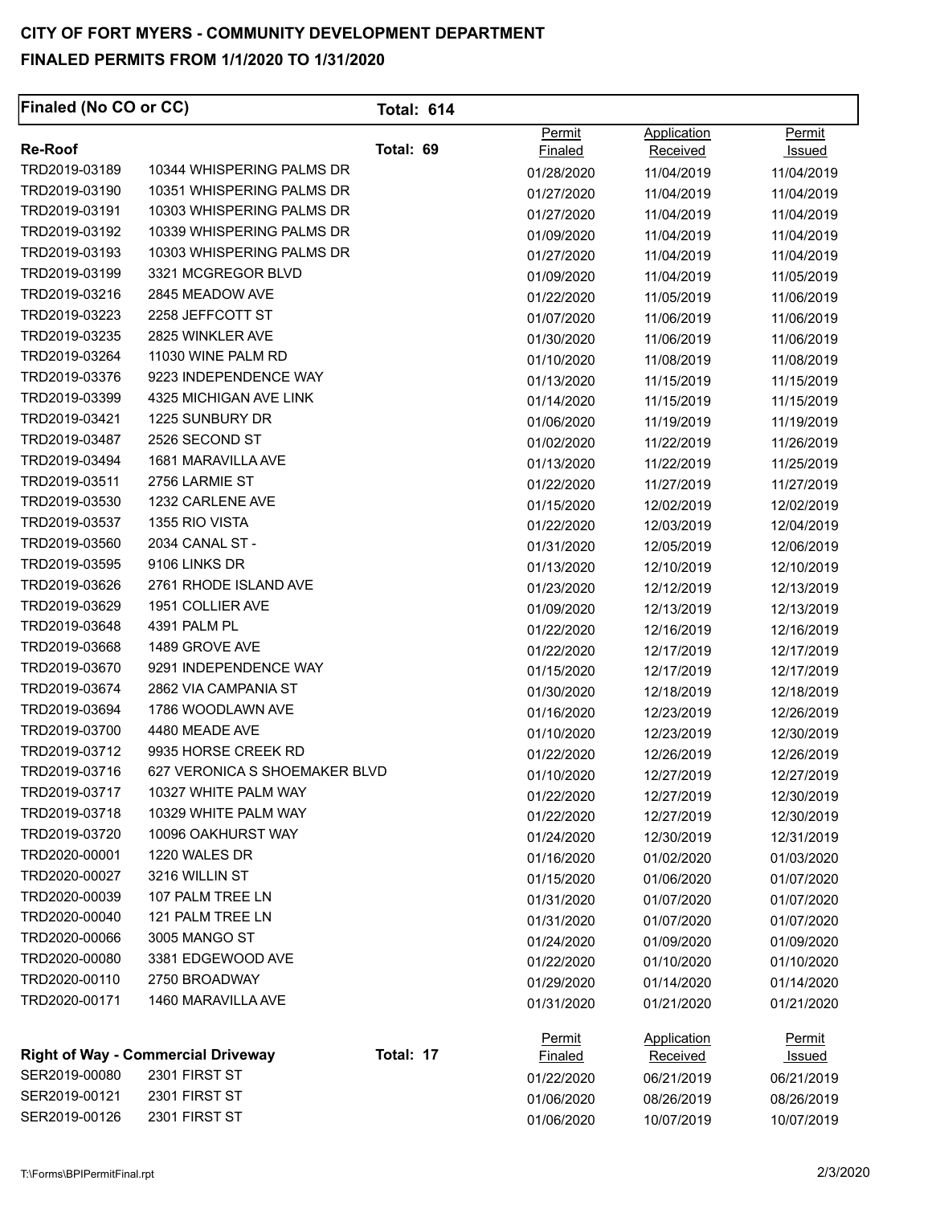**CITY OF FORT MYERS - COMMUNITY DEVELOPMENT DEPARTMENT**

**FINALED PERMITS FROM 1/1/2020 TO 1/31/2020**

| Finaled (No CO or CC) | | Total: 614 | | | |
|---|---|---|---|---|---|
| **Re-Roof** | | **Total: 69** | Permit Finaled | Application Received | Permit Issued |
| TRD2019-03189 | 10344 WHISPERING PALMS DR | | 01/28/2020 | 11/04/2019 | 11/04/2019 |
| TRD2019-03190 | 10351 WHISPERING PALMS DR | | 01/27/2020 | 11/04/2019 | 11/04/2019 |
| TRD2019-03191 | 10303 WHISPERING PALMS DR | | 01/27/2020 | 11/04/2019 | 11/04/2019 |
| TRD2019-03192 | 10339 WHISPERING PALMS DR | | 01/09/2020 | 11/04/2019 | 11/04/2019 |
| TRD2019-03193 | 10303 WHISPERING PALMS DR | | 01/27/2020 | 11/04/2019 | 11/04/2019 |
| TRD2019-03199 | 3321 MCGREGOR BLVD | | 01/09/2020 | 11/04/2019 | 11/05/2019 |
| TRD2019-03216 | 2845 MEADOW AVE | | 01/22/2020 | 11/05/2019 | 11/06/2019 |
| TRD2019-03223 | 2258 JEFFCOTT ST | | 01/07/2020 | 11/06/2019 | 11/06/2019 |
| TRD2019-03235 | 2825 WINKLER AVE | | 01/30/2020 | 11/06/2019 | 11/06/2019 |
| TRD2019-03264 | 11030 WINE PALM RD | | 01/10/2020 | 11/08/2019 | 11/08/2019 |
| TRD2019-03376 | 9223 INDEPENDENCE WAY | | 01/13/2020 | 11/15/2019 | 11/15/2019 |
| TRD2019-03399 | 4325 MICHIGAN AVE LINK | | 01/14/2020 | 11/15/2019 | 11/15/2019 |
| TRD2019-03421 | 1225 SUNBURY DR | | 01/06/2020 | 11/19/2019 | 11/19/2019 |
| TRD2019-03487 | 2526 SECOND ST | | 01/02/2020 | 11/22/2019 | 11/26/2019 |
| TRD2019-03494 | 1681 MARAVILLA AVE | | 01/13/2020 | 11/22/2019 | 11/25/2019 |
| TRD2019-03511 | 2756 LARMIE ST | | 01/22/2020 | 11/27/2019 | 11/27/2019 |
| TRD2019-03530 | 1232 CARLENE AVE | | 01/15/2020 | 12/02/2019 | 12/02/2019 |
| TRD2019-03537 | 1355 RIO VISTA | | 01/22/2020 | 12/03/2019 | 12/04/2019 |
| TRD2019-03560 | 2034 CANAL ST - | | 01/31/2020 | 12/05/2019 | 12/06/2019 |
| TRD2019-03595 | 9106 LINKS DR | | 01/13/2020 | 12/10/2019 | 12/10/2019 |
| TRD2019-03626 | 2761 RHODE ISLAND AVE | | 01/23/2020 | 12/12/2019 | 12/13/2019 |
| TRD2019-03629 | 1951 COLLIER AVE | | 01/09/2020 | 12/13/2019 | 12/13/2019 |
| TRD2019-03648 | 4391 PALM PL | | 01/22/2020 | 12/16/2019 | 12/16/2019 |
| TRD2019-03668 | 1489 GROVE AVE | | 01/22/2020 | 12/17/2019 | 12/17/2019 |
| TRD2019-03670 | 9291 INDEPENDENCE WAY | | 01/15/2020 | 12/17/2019 | 12/17/2019 |
| TRD2019-03674 | 2862 VIA CAMPANIA ST | | 01/30/2020 | 12/18/2019 | 12/18/2019 |
| TRD2019-03694 | 1786 WOODLAWN AVE | | 01/16/2020 | 12/23/2019 | 12/26/2019 |
| TRD2019-03700 | 4480 MEADE AVE | | 01/10/2020 | 12/23/2019 | 12/30/2019 |
| TRD2019-03712 | 9935 HORSE CREEK RD | | 01/22/2020 | 12/26/2019 | 12/26/2019 |
| TRD2019-03716 | 627 VERONICA S SHOEMAKER BLVD | | 01/10/2020 | 12/27/2019 | 12/27/2019 |
| TRD2019-03717 | 10327 WHITE PALM WAY | | 01/22/2020 | 12/27/2019 | 12/30/2019 |
| TRD2019-03718 | 10329 WHITE PALM WAY | | 01/22/2020 | 12/27/2019 | 12/30/2019 |
| TRD2019-03720 | 10096 OAKHURST WAY | | 01/24/2020 | 12/30/2019 | 12/31/2019 |
| TRD2020-00001 | 1220 WALES DR | | 01/16/2020 | 01/02/2020 | 01/03/2020 |
| TRD2020-00027 | 3216 WILLIN ST | | 01/15/2020 | 01/06/2020 | 01/07/2020 |
| TRD2020-00039 | 107 PALM TREE LN | | 01/31/2020 | 01/07/2020 | 01/07/2020 |
| TRD2020-00040 | 121 PALM TREE LN | | 01/31/2020 | 01/07/2020 | 01/07/2020 |
| TRD2020-00066 | 3005 MANGO ST | | 01/24/2020 | 01/09/2020 | 01/09/2020 |
| TRD2020-00080 | 3381 EDGEWOOD AVE | | 01/22/2020 | 01/10/2020 | 01/10/2020 |
| TRD2020-00110 | 2750 BROADWAY | | 01/29/2020 | 01/14/2020 | 01/14/2020 |
| TRD2020-00171 | 1460 MARAVILLA AVE | | 01/31/2020 | 01/21/2020 | 01/21/2020 |

| **Right of Way - Commercial Driveway** | | **Total: 17** | Permit Finaled | Application Received | Permit Issued |
|---|---|---|---|---|---|
| SER2019-00080 | 2301 FIRST ST | | 01/22/2020 | 06/21/2019 | 06/21/2019 |
| SER2019-00121 | 2301 FIRST ST | | 01/06/2020 | 08/26/2019 | 08/26/2019 |
| SER2019-00126 | 2301 FIRST ST | | 01/06/2020 | 10/07/2019 | 10/07/2019 |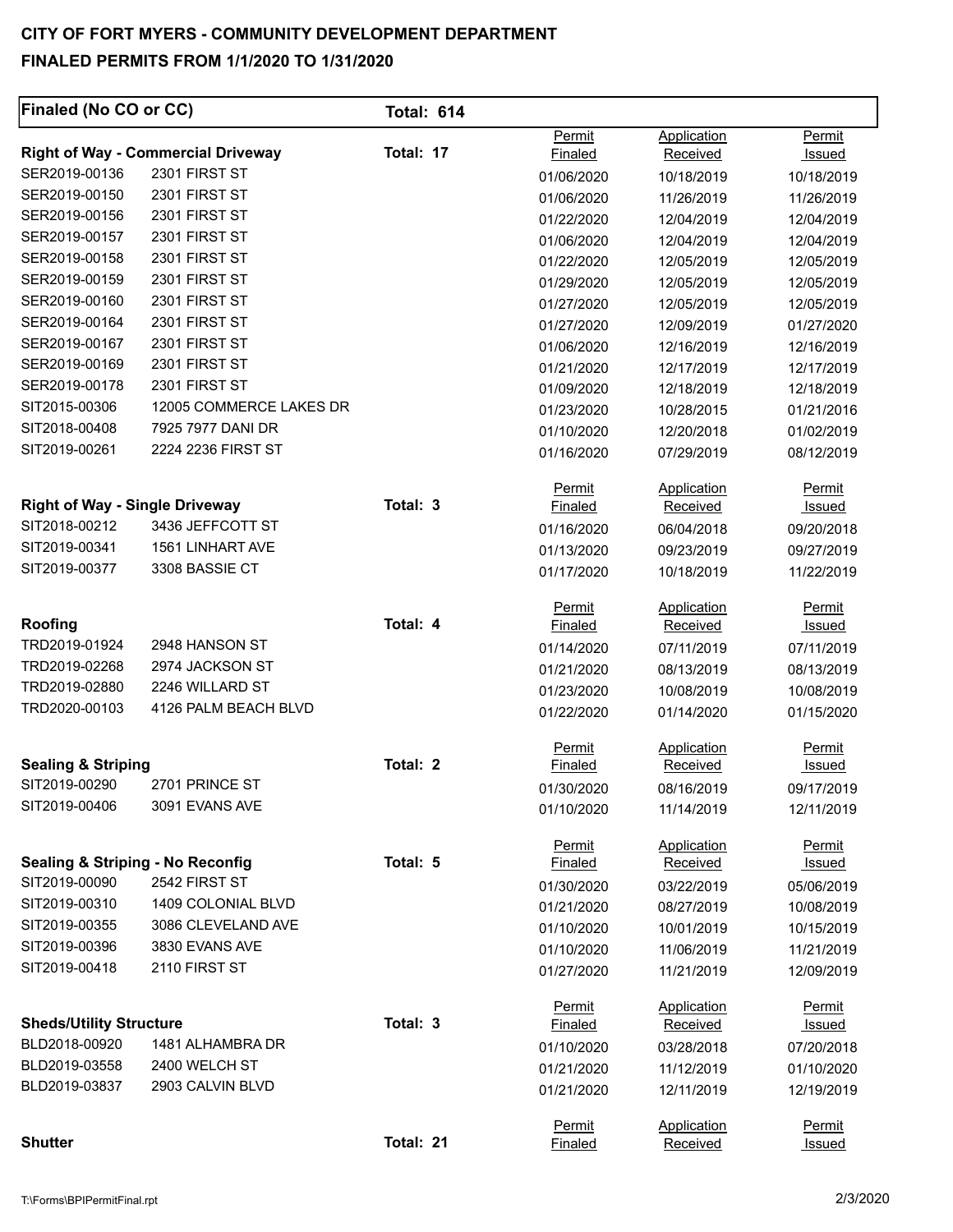# CITY OF FORT MYERS - COMMUNITY DEVELOPMENT DEPARTMENT
## FINALED PERMITS FROM 1/1/2020 TO 1/31/2020

**Finaled (No CO or CC)** — **Total: 614**

### Right of Way - Commercial Driveway — Total: 17

| Permit | Address | Permit Finaled | Application Received | Permit Issued |
|---|---|---|---|---|
| SER2019-00136 | 2301 FIRST ST | 01/06/2020 | 10/18/2019 | 10/18/2019 |
| SER2019-00150 | 2301 FIRST ST | 01/06/2020 | 11/26/2019 | 11/26/2019 |
| SER2019-00156 | 2301 FIRST ST | 01/22/2020 | 12/04/2019 | 12/04/2019 |
| SER2019-00157 | 2301 FIRST ST | 01/06/2020 | 12/04/2019 | 12/04/2019 |
| SER2019-00158 | 2301 FIRST ST | 01/22/2020 | 12/05/2019 | 12/05/2019 |
| SER2019-00159 | 2301 FIRST ST | 01/29/2020 | 12/05/2019 | 12/05/2019 |
| SER2019-00160 | 2301 FIRST ST | 01/27/2020 | 12/05/2019 | 12/05/2019 |
| SER2019-00164 | 2301 FIRST ST | 01/27/2020 | 12/09/2019 | 01/27/2020 |
| SER2019-00167 | 2301 FIRST ST | 01/06/2020 | 12/16/2019 | 12/16/2019 |
| SER2019-00169 | 2301 FIRST ST | 01/21/2020 | 12/17/2019 | 12/17/2019 |
| SER2019-00178 | 2301 FIRST ST | 01/09/2020 | 12/18/2019 | 12/18/2019 |
| SIT2015-00306 | 12005 COMMERCE LAKES DR | 01/23/2020 | 10/28/2015 | 01/21/2016 |
| SIT2018-00408 | 7925 7977 DANI DR | 01/10/2020 | 12/20/2018 | 01/02/2019 |
| SIT2019-00261 | 2224 2236 FIRST ST | 01/16/2020 | 07/29/2019 | 08/12/2019 |

### Right of Way - Single Driveway — Total: 3

| Permit | Address | Permit Finaled | Application Received | Permit Issued |
|---|---|---|---|---|
| SIT2018-00212 | 3436 JEFFCOTT ST | 01/16/2020 | 06/04/2018 | 09/20/2018 |
| SIT2019-00341 | 1561 LINHART AVE | 01/13/2020 | 09/23/2019 | 09/27/2019 |
| SIT2019-00377 | 3308 BASSIE CT | 01/17/2020 | 10/18/2019 | 11/22/2019 |

### Roofing — Total: 4

| Permit | Address | Permit Finaled | Application Received | Permit Issued |
|---|---|---|---|---|
| TRD2019-01924 | 2948 HANSON ST | 01/14/2020 | 07/11/2019 | 07/11/2019 |
| TRD2019-02268 | 2974 JACKSON ST | 01/21/2020 | 08/13/2019 | 08/13/2019 |
| TRD2019-02880 | 2246 WILLARD ST | 01/23/2020 | 10/08/2019 | 10/08/2019 |
| TRD2020-00103 | 4126 PALM BEACH BLVD | 01/22/2020 | 01/14/2020 | 01/15/2020 |

### Sealing & Striping — Total: 2

| Permit | Address | Permit Finaled | Application Received | Permit Issued |
|---|---|---|---|---|
| SIT2019-00290 | 2701 PRINCE ST | 01/30/2020 | 08/16/2019 | 09/17/2019 |
| SIT2019-00406 | 3091 EVANS AVE | 01/10/2020 | 11/14/2019 | 12/11/2019 |

### Sealing & Striping - No Reconfig — Total: 5

| Permit | Address | Permit Finaled | Application Received | Permit Issued |
|---|---|---|---|---|
| SIT2019-00090 | 2542 FIRST ST | 01/30/2020 | 03/22/2019 | 05/06/2019 |
| SIT2019-00310 | 1409 COLONIAL BLVD | 01/21/2020 | 08/27/2019 | 10/08/2019 |
| SIT2019-00355 | 3086 CLEVELAND AVE | 01/10/2020 | 10/01/2019 | 10/15/2019 |
| SIT2019-00396 | 3830 EVANS AVE | 01/10/2020 | 11/06/2019 | 11/21/2019 |
| SIT2019-00418 | 2110 FIRST ST | 01/27/2020 | 11/21/2019 | 12/09/2019 |

### Sheds/Utility Structure — Total: 3

| Permit | Address | Permit Finaled | Application Received | Permit Issued |
|---|---|---|---|---|
| BLD2018-00920 | 1481 ALHAMBRA DR | 01/10/2020 | 03/28/2018 | 07/20/2018 |
| BLD2019-03558 | 2400 WELCH ST | 01/21/2020 | 11/12/2019 | 01/10/2020 |
| BLD2019-03837 | 2903 CALVIN BLVD | 01/21/2020 | 12/11/2019 | 12/19/2019 |

### Shutter — Total: 21

| Permit | Address | Permit Finaled | Application Received | Permit Issued |
|---|---|---|---|---|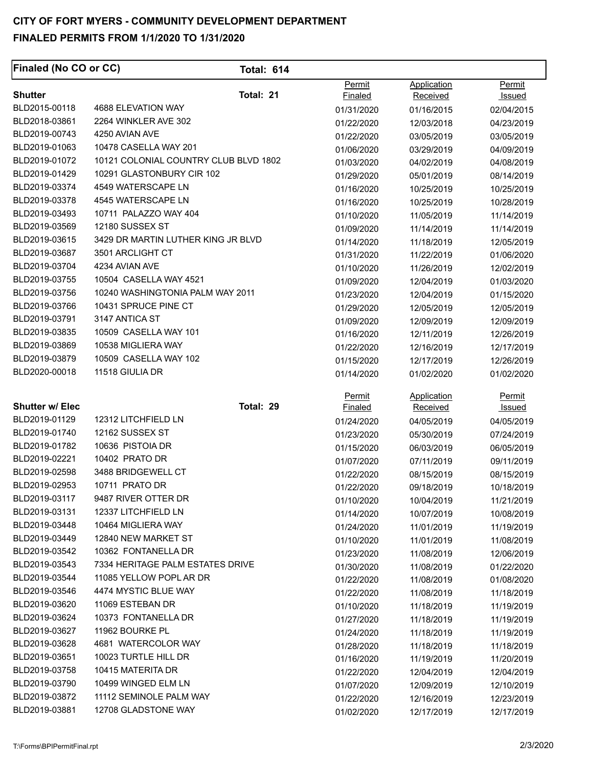# CITY OF FORT MYERS - COMMUNITY DEVELOPMENT DEPARTMENT

## FINALED PERMITS FROM 1/1/2020 TO 1/31/2020

**Finaled (No CO or CC)** **Total: 614**

| Shutter | Total: 21 | Permit Finaled | Application Received | Permit Issued |
|---|---|---|---|---|
| BLD2015-00118 | 4688 ELEVATION WAY | 01/31/2020 | 01/16/2015 | 02/04/2015 |
| BLD2018-03861 | 2264 WINKLER AVE 302 | 01/22/2020 | 12/03/2018 | 04/23/2019 |
| BLD2019-00743 | 4250 AVIAN AVE | 01/22/2020 | 03/05/2019 | 03/05/2019 |
| BLD2019-01063 | 10478 CASELLA WAY 201 | 01/06/2020 | 03/29/2019 | 04/09/2019 |
| BLD2019-01072 | 10121 COLONIAL COUNTRY CLUB BLVD 1802 | 01/03/2020 | 04/02/2019 | 04/08/2019 |
| BLD2019-01429 | 10291 GLASTONBURY CIR 102 | 01/29/2020 | 05/01/2019 | 08/14/2019 |
| BLD2019-03374 | 4549 WATERSCAPE LN | 01/16/2020 | 10/25/2019 | 10/25/2019 |
| BLD2019-03378 | 4545 WATERSCAPE LN | 01/16/2020 | 10/25/2019 | 10/28/2019 |
| BLD2019-03493 | 10711 PALAZZO WAY 404 | 01/10/2020 | 11/05/2019 | 11/14/2019 |
| BLD2019-03569 | 12180 SUSSEX ST | 01/09/2020 | 11/14/2019 | 11/14/2019 |
| BLD2019-03615 | 3429 DR MARTIN LUTHER KING JR BLVD | 01/14/2020 | 11/18/2019 | 12/05/2019 |
| BLD2019-03687 | 3501 ARCLIGHT CT | 01/31/2020 | 11/22/2019 | 01/06/2020 |
| BLD2019-03704 | 4234 AVIAN AVE | 01/10/2020 | 11/26/2019 | 12/02/2019 |
| BLD2019-03755 | 10504 CASELLA WAY 4521 | 01/09/2020 | 12/04/2019 | 01/03/2020 |
| BLD2019-03756 | 10240 WASHINGTONIA PALM WAY 2011 | 01/23/2020 | 12/04/2019 | 01/15/2020 |
| BLD2019-03766 | 10431 SPRUCE PINE CT | 01/29/2020 | 12/05/2019 | 12/05/2019 |
| BLD2019-03791 | 3147 ANTICA ST | 01/09/2020 | 12/09/2019 | 12/09/2019 |
| BLD2019-03835 | 10509 CASELLA WAY 101 | 01/16/2020 | 12/11/2019 | 12/26/2019 |
| BLD2019-03869 | 10538 MIGLIERA WAY | 01/22/2020 | 12/16/2019 | 12/17/2019 |
| BLD2019-03879 | 10509 CASELLA WAY 102 | 01/15/2020 | 12/17/2019 | 12/26/2019 |
| BLD2020-00018 | 11518 GIULIA DR | 01/14/2020 | 01/02/2020 | 01/02/2020 |

| Shutter w/ Elec | Total: 29 | Permit Finaled | Application Received | Permit Issued |
|---|---|---|---|---|
| BLD2019-01129 | 12312 LITCHFIELD LN | 01/24/2020 | 04/05/2019 | 04/05/2019 |
| BLD2019-01740 | 12162 SUSSEX ST | 01/23/2020 | 05/30/2019 | 07/24/2019 |
| BLD2019-01782 | 10636 PISTOIA DR | 01/15/2020 | 06/03/2019 | 06/05/2019 |
| BLD2019-02221 | 10402 PRATO DR | 01/07/2020 | 07/11/2019 | 09/11/2019 |
| BLD2019-02598 | 3488 BRIDGEWELL CT | 01/22/2020 | 08/15/2019 | 08/15/2019 |
| BLD2019-02953 | 10711 PRATO DR | 01/22/2020 | 09/18/2019 | 10/18/2019 |
| BLD2019-03117 | 9487 RIVER OTTER DR | 01/10/2020 | 10/04/2019 | 11/21/2019 |
| BLD2019-03131 | 12337 LITCHFIELD LN | 01/14/2020 | 10/07/2019 | 10/08/2019 |
| BLD2019-03448 | 10464 MIGLIERA WAY | 01/24/2020 | 11/01/2019 | 11/19/2019 |
| BLD2019-03449 | 12840 NEW MARKET ST | 01/10/2020 | 11/01/2019 | 11/08/2019 |
| BLD2019-03542 | 10362 FONTANELLA DR | 01/23/2020 | 11/08/2019 | 12/06/2019 |
| BLD2019-03543 | 7334 HERITAGE PALM ESTATES DRIVE | 01/30/2020 | 11/08/2019 | 01/22/2020 |
| BLD2019-03544 | 11085 YELLOW POPLAR DR | 01/22/2020 | 11/08/2019 | 01/08/2020 |
| BLD2019-03546 | 4474 MYSTIC BLUE WAY | 01/22/2020 | 11/08/2019 | 11/18/2019 |
| BLD2019-03620 | 11069 ESTEBAN DR | 01/10/2020 | 11/18/2019 | 11/19/2019 |
| BLD2019-03624 | 10373 FONTANELLA DR | 01/27/2020 | 11/18/2019 | 11/19/2019 |
| BLD2019-03627 | 11962 BOURKE PL | 01/24/2020 | 11/18/2019 | 11/19/2019 |
| BLD2019-03628 | 4681 WATERCOLOR WAY | 01/28/2020 | 11/18/2019 | 11/18/2019 |
| BLD2019-03651 | 10023 TURTLE HILL DR | 01/16/2020 | 11/19/2019 | 11/20/2019 |
| BLD2019-03758 | 10415 MATERITA DR | 01/22/2020 | 12/04/2019 | 12/04/2019 |
| BLD2019-03790 | 10499 WINGED ELM LN | 01/07/2020 | 12/09/2019 | 12/10/2019 |
| BLD2019-03872 | 11112 SEMINOLE PALM WAY | 01/22/2020 | 12/16/2019 | 12/23/2019 |
| BLD2019-03881 | 12708 GLADSTONE WAY | 01/02/2020 | 12/17/2019 | 12/17/2019 |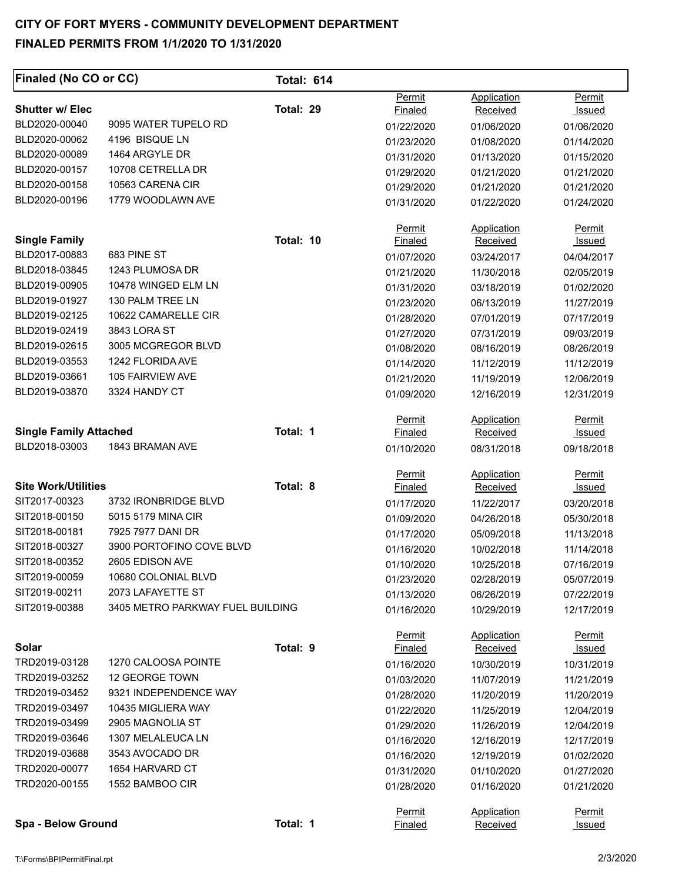**CITY OF FORT MYERS - COMMUNITY DEVELOPMENT DEPARTMENT**

**FINALED PERMITS FROM 1/1/2020 TO 1/31/2020**

**Finaled (No CO or CC)** **Total: 614**

**Shutter w/ Elec** **Total: 29**

| Permit | Address | Permit Finaled | Application Received | Permit Issued |
|---|---|---|---|---|
| BLD2020-00040 | 9095 WATER TUPELO RD | 01/22/2020 | 01/06/2020 | 01/06/2020 |
| BLD2020-00062 | 4196 BISQUE LN | 01/23/2020 | 01/08/2020 | 01/14/2020 |
| BLD2020-00089 | 1464 ARGYLE DR | 01/31/2020 | 01/13/2020 | 01/15/2020 |
| BLD2020-00157 | 10708 CETRELLA DR | 01/29/2020 | 01/21/2020 | 01/21/2020 |
| BLD2020-00158 | 10563 CARENA CIR | 01/29/2020 | 01/21/2020 | 01/21/2020 |
| BLD2020-00196 | 1779 WOODLAWN AVE | 01/31/2020 | 01/22/2020 | 01/24/2020 |

**Single Family** **Total: 10**

| Permit | Address | Permit Finaled | Application Received | Permit Issued |
|---|---|---|---|---|
| BLD2017-00883 | 683 PINE ST | 01/07/2020 | 03/24/2017 | 04/04/2017 |
| BLD2018-03845 | 1243 PLUMOSA DR | 01/21/2020 | 11/30/2018 | 02/05/2019 |
| BLD2019-00905 | 10478 WINGED ELM LN | 01/31/2020 | 03/18/2019 | 01/02/2020 |
| BLD2019-01927 | 130 PALM TREE LN | 01/23/2020 | 06/13/2019 | 11/27/2019 |
| BLD2019-02125 | 10622 CAMARELLE CIR | 01/28/2020 | 07/01/2019 | 07/17/2019 |
| BLD2019-02419 | 3843 LORA ST | 01/27/2020 | 07/31/2019 | 09/03/2019 |
| BLD2019-02615 | 3005 MCGREGOR BLVD | 01/08/2020 | 08/16/2019 | 08/26/2019 |
| BLD2019-03553 | 1242 FLORIDA AVE | 01/14/2020 | 11/12/2019 | 11/12/2019 |
| BLD2019-03661 | 105 FAIRVIEW AVE | 01/21/2020 | 11/19/2019 | 12/06/2019 |
| BLD2019-03870 | 3324 HANDY CT | 01/09/2020 | 12/16/2019 | 12/31/2019 |

**Single Family Attached** **Total: 1**

| Permit | Address | Permit Finaled | Application Received | Permit Issued |
|---|---|---|---|---|
| BLD2018-03003 | 1843 BRAMAN AVE | 01/10/2020 | 08/31/2018 | 09/18/2018 |

**Site Work/Utilities** **Total: 8**

| Permit | Address | Permit Finaled | Application Received | Permit Issued |
|---|---|---|---|---|
| SIT2017-00323 | 3732 IRONBRIDGE BLVD | 01/17/2020 | 11/22/2017 | 03/20/2018 |
| SIT2018-00150 | 5015 5179 MINA CIR | 01/09/2020 | 04/26/2018 | 05/30/2018 |
| SIT2018-00181 | 7925 7977 DANI DR | 01/17/2020 | 05/09/2018 | 11/13/2018 |
| SIT2018-00327 | 3900 PORTOFINO COVE BLVD | 01/16/2020 | 10/02/2018 | 11/14/2018 |
| SIT2018-00352 | 2605 EDISON AVE | 01/10/2020 | 10/25/2018 | 07/16/2019 |
| SIT2019-00059 | 10680 COLONIAL BLVD | 01/23/2020 | 02/28/2019 | 05/07/2019 |
| SIT2019-00211 | 2073 LAFAYETTE ST | 01/13/2020 | 06/26/2019 | 07/22/2019 |
| SIT2019-00388 | 3405 METRO PARKWAY FUEL BUILDING | 01/16/2020 | 10/29/2019 | 12/17/2019 |

**Solar** **Total: 9**

| Permit | Address | Permit Finaled | Application Received | Permit Issued |
|---|---|---|---|---|
| TRD2019-03128 | 1270 CALOOSA POINTE | 01/16/2020 | 10/30/2019 | 10/31/2019 |
| TRD2019-03252 | 12 GEORGE TOWN | 01/03/2020 | 11/07/2019 | 11/21/2019 |
| TRD2019-03452 | 9321 INDEPENDENCE WAY | 01/28/2020 | 11/20/2019 | 11/20/2019 |
| TRD2019-03497 | 10435 MIGLIERA WAY | 01/22/2020 | 11/25/2019 | 12/04/2019 |
| TRD2019-03499 | 2905 MAGNOLIA ST | 01/29/2020 | 11/26/2019 | 12/04/2019 |
| TRD2019-03646 | 1307 MELALEUCA LN | 01/16/2020 | 12/16/2019 | 12/17/2019 |
| TRD2019-03688 | 3543 AVOCADO DR | 01/16/2020 | 12/19/2019 | 01/02/2020 |
| TRD2020-00077 | 1654 HARVARD CT | 01/31/2020 | 01/10/2020 | 01/27/2020 |
| TRD2020-00155 | 1552 BAMBOO CIR | 01/28/2020 | 01/16/2020 | 01/21/2020 |

**Spa - Below Ground** **Total: 1**

| Permit | Address | Permit Finaled | Application Received | Permit Issued |
|---|---|---|---|---|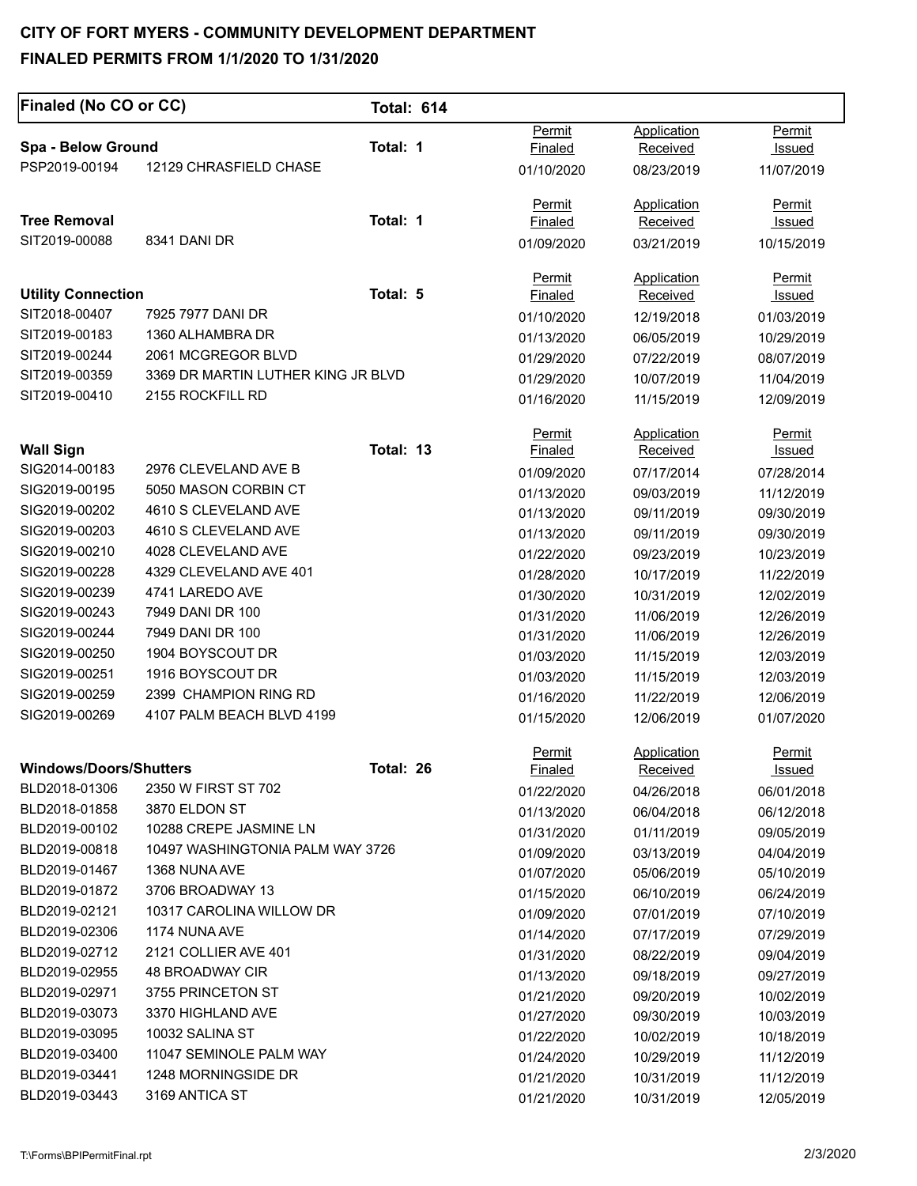# CITY OF FORT MYERS - COMMUNITY DEVELOPMENT DEPARTMENT

## FINALED PERMITS FROM 1/1/2020 TO 1/31/2020

**Finaled (No CO or CC)** **Total: 614**

**Spa - Below Ground** **Total: 1**

| Permit | Address | Permit Finaled | Application Received | Permit Issued |
|---|---|---|---|---|
| PSP2019-00194 | 12129 CHRASFIELD CHASE | 01/10/2020 | 08/23/2019 | 11/07/2019 |

**Tree Removal** **Total: 1**

| Permit | Address | Permit Finaled | Application Received | Permit Issued |
|---|---|---|---|---|
| SIT2019-00088 | 8341 DANI DR | 01/09/2020 | 03/21/2019 | 10/15/2019 |

**Utility Connection** **Total: 5**

| Permit | Address | Permit Finaled | Application Received | Permit Issued |
|---|---|---|---|---|
| SIT2018-00407 | 7925 7977 DANI DR | 01/10/2020 | 12/19/2018 | 01/03/2019 |
| SIT2019-00183 | 1360 ALHAMBRA DR | 01/13/2020 | 06/05/2019 | 10/29/2019 |
| SIT2019-00244 | 2061 MCGREGOR BLVD | 01/29/2020 | 07/22/2019 | 08/07/2019 |
| SIT2019-00359 | 3369 DR MARTIN LUTHER KING JR BLVD | 01/29/2020 | 10/07/2019 | 11/04/2019 |
| SIT2019-00410 | 2155 ROCKFILL RD | 01/16/2020 | 11/15/2019 | 12/09/2019 |

**Wall Sign** **Total: 13**

| Permit | Address | Permit Finaled | Application Received | Permit Issued |
|---|---|---|---|---|
| SIG2014-00183 | 2976 CLEVELAND AVE B | 01/09/2020 | 07/17/2014 | 07/28/2014 |
| SIG2019-00195 | 5050 MASON CORBIN CT | 01/13/2020 | 09/03/2019 | 11/12/2019 |
| SIG2019-00202 | 4610 S CLEVELAND AVE | 01/13/2020 | 09/11/2019 | 09/30/2019 |
| SIG2019-00203 | 4610 S CLEVELAND AVE | 01/13/2020 | 09/11/2019 | 09/30/2019 |
| SIG2019-00210 | 4028 CLEVELAND AVE | 01/22/2020 | 09/23/2019 | 10/23/2019 |
| SIG2019-00228 | 4329 CLEVELAND AVE 401 | 01/28/2020 | 10/17/2019 | 11/22/2019 |
| SIG2019-00239 | 4741 LAREDO AVE | 01/30/2020 | 10/31/2019 | 12/02/2019 |
| SIG2019-00243 | 7949 DANI DR 100 | 01/31/2020 | 11/06/2019 | 12/26/2019 |
| SIG2019-00244 | 7949 DANI DR 100 | 01/31/2020 | 11/06/2019 | 12/26/2019 |
| SIG2019-00250 | 1904 BOYSCOUT DR | 01/03/2020 | 11/15/2019 | 12/03/2019 |
| SIG2019-00251 | 1916 BOYSCOUT DR | 01/03/2020 | 11/15/2019 | 12/03/2019 |
| SIG2019-00259 | 2399 CHAMPION RING RD | 01/16/2020 | 11/22/2019 | 12/06/2019 |
| SIG2019-00269 | 4107 PALM BEACH BLVD 4199 | 01/15/2020 | 12/06/2019 | 01/07/2020 |

**Windows/Doors/Shutters** **Total: 26**

| Permit | Address | Permit Finaled | Application Received | Permit Issued |
|---|---|---|---|---|
| BLD2018-01306 | 2350 W FIRST ST 702 | 01/22/2020 | 04/26/2018 | 06/01/2018 |
| BLD2018-01858 | 3870 ELDON ST | 01/13/2020 | 06/04/2018 | 06/12/2018 |
| BLD2019-00102 | 10288 CREPE JASMINE LN | 01/31/2020 | 01/11/2019 | 09/05/2019 |
| BLD2019-00818 | 10497 WASHINGTONIA PALM WAY 3726 | 01/09/2020 | 03/13/2019 | 04/04/2019 |
| BLD2019-01467 | 1368 NUNA AVE | 01/07/2020 | 05/06/2019 | 05/10/2019 |
| BLD2019-01872 | 3706 BROADWAY 13 | 01/15/2020 | 06/10/2019 | 06/24/2019 |
| BLD2019-02121 | 10317 CAROLINA WILLOW DR | 01/09/2020 | 07/01/2019 | 07/10/2019 |
| BLD2019-02306 | 1174 NUNA AVE | 01/14/2020 | 07/17/2019 | 07/29/2019 |
| BLD2019-02712 | 2121 COLLIER AVE 401 | 01/31/2020 | 08/22/2019 | 09/04/2019 |
| BLD2019-02955 | 48 BROADWAY CIR | 01/13/2020 | 09/18/2019 | 09/27/2019 |
| BLD2019-02971 | 3755 PRINCETON ST | 01/21/2020 | 09/20/2019 | 10/02/2019 |
| BLD2019-03073 | 3370 HIGHLAND AVE | 01/27/2020 | 09/30/2019 | 10/03/2019 |
| BLD2019-03095 | 10032 SALINA ST | 01/22/2020 | 10/02/2019 | 10/18/2019 |
| BLD2019-03400 | 11047 SEMINOLE PALM WAY | 01/24/2020 | 10/29/2019 | 11/12/2019 |
| BLD2019-03441 | 1248 MORNINGSIDE DR | 01/21/2020 | 10/31/2019 | 11/12/2019 |
| BLD2019-03443 | 3169 ANTICA ST | 01/21/2020 | 10/31/2019 | 12/05/2019 |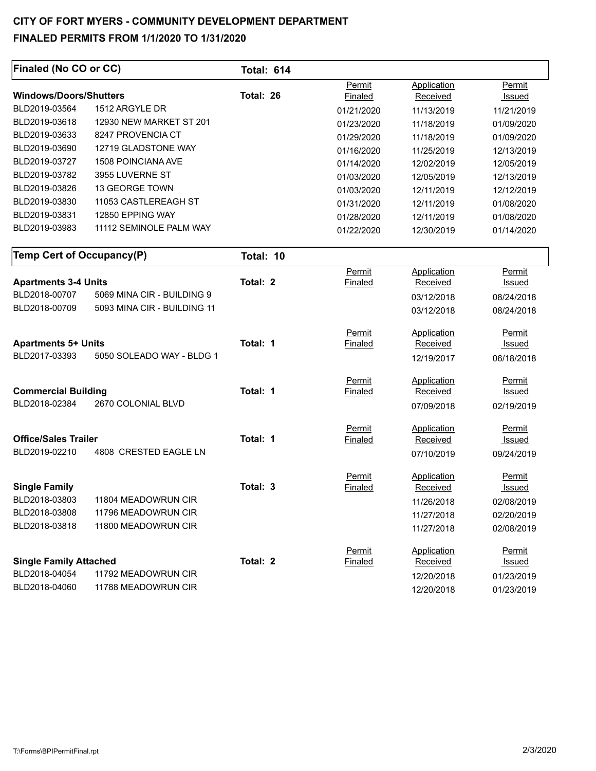# CITY OF FORT MYERS - COMMUNITY DEVELOPMENT DEPARTMENT

## FINALED PERMITS FROM 1/1/2020 TO 1/31/2020

### Finaled (No CO or CC) — Total: 614

**Windows/Doors/Shutters** — Total: 26

| | | Permit Finaled | Application Received | Permit Issued |
|---|---|---|---|---|
| BLD2019-03564 | 1512 ARGYLE DR | 01/21/2020 | 11/13/2019 | 11/21/2019 |
| BLD2019-03618 | 12930 NEW MARKET ST 201 | 01/23/2020 | 11/18/2019 | 01/09/2020 |
| BLD2019-03633 | 8247 PROVENCIA CT | 01/29/2020 | 11/18/2019 | 01/09/2020 |
| BLD2019-03690 | 12719 GLADSTONE WAY | 01/16/2020 | 11/25/2019 | 12/13/2019 |
| BLD2019-03727 | 1508 POINCIANA AVE | 01/14/2020 | 12/02/2019 | 12/05/2019 |
| BLD2019-03782 | 3955 LUVERNE ST | 01/03/2020 | 12/05/2019 | 12/13/2019 |
| BLD2019-03826 | 13 GEORGE TOWN | 01/03/2020 | 12/11/2019 | 12/12/2019 |
| BLD2019-03830 | 11053 CASTLEREAGH ST | 01/31/2020 | 12/11/2019 | 01/08/2020 |
| BLD2019-03831 | 12850 EPPING WAY | 01/28/2020 | 12/11/2019 | 01/08/2020 |
| BLD2019-03983 | 11112 SEMINOLE PALM WAY | 01/22/2020 | 12/30/2019 | 01/14/2020 |

### Temp Cert of Occupancy(P) — Total: 10

**Apartments 3-4 Units** — Total: 2

| | | Permit Finaled | Application Received | Permit Issued |
|---|---|---|---|---|
| BLD2018-00707 | 5069 MINA CIR - BUILDING 9 | | 03/12/2018 | 08/24/2018 |
| BLD2018-00709 | 5093 MINA CIR - BUILDING 11 | | 03/12/2018 | 08/24/2018 |

**Apartments 5+ Units** — Total: 1

| | | Permit Finaled | Application Received | Permit Issued |
|---|---|---|---|---|
| BLD2017-03393 | 5050 SOLEADO WAY - BLDG 1 | | 12/19/2017 | 06/18/2018 |

**Commercial Building** — Total: 1

| | | Permit Finaled | Application Received | Permit Issued |
|---|---|---|---|---|
| BLD2018-02384 | 2670 COLONIAL BLVD | | 07/09/2018 | 02/19/2019 |

**Office/Sales Trailer** — Total: 1

| | | Permit Finaled | Application Received | Permit Issued |
|---|---|---|---|---|
| BLD2019-02210 | 4808 CRESTED EAGLE LN | | 07/10/2019 | 09/24/2019 |

**Single Family** — Total: 3

| | | Permit Finaled | Application Received | Permit Issued |
|---|---|---|---|---|
| BLD2018-03803 | 11804 MEADOWRUN CIR | | 11/26/2018 | 02/08/2019 |
| BLD2018-03808 | 11796 MEADOWRUN CIR | | 11/27/2018 | 02/20/2019 |
| BLD2018-03818 | 11800 MEADOWRUN CIR | | 11/27/2018 | 02/08/2019 |

**Single Family Attached** — Total: 2

| | | Permit Finaled | Application Received | Permit Issued |
|---|---|---|---|---|
| BLD2018-04054 | 11792 MEADOWRUN CIR | | 12/20/2018 | 01/23/2019 |
| BLD2018-04060 | 11788 MEADOWRUN CIR | | 12/20/2018 | 01/23/2019 |